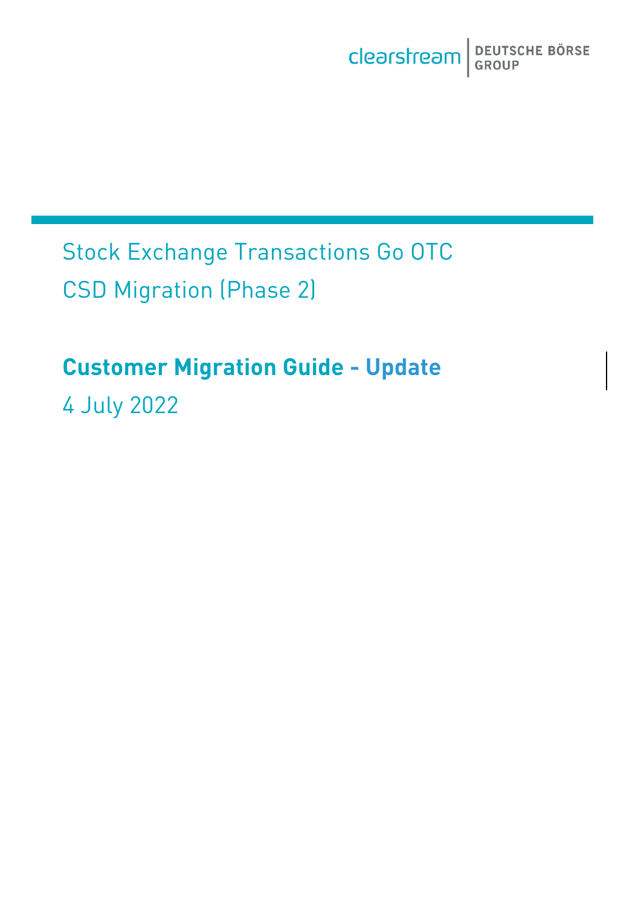clearstream | DEUTSCHE BÖRSE GROUP

# Stock Exchange Transactions Go OTC
# CSD Migration (Phase 2)

## **Customer Migration Guide - Update**

4 July 2022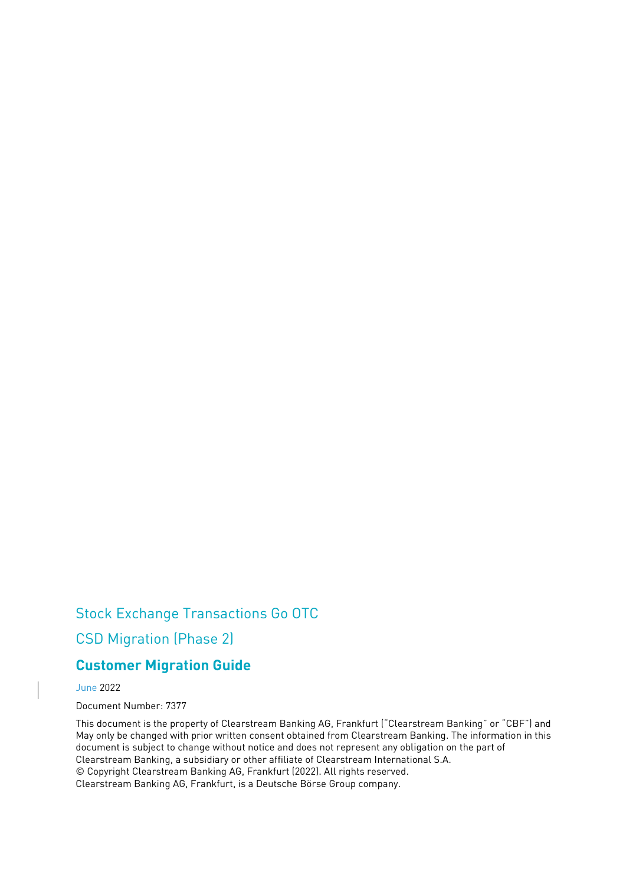Stock Exchange Transactions Go OTC

CSD Migration (Phase 2)

## Customer Migration Guide

June 2022

Document Number: 7377

This document is the property of Clearstream Banking AG, Frankfurt ("Clearstream Banking" or "CBF") and May only be changed with prior written consent obtained from Clearstream Banking. The information in this document is subject to change without notice and does not represent any obligation on the part of Clearstream Banking, a subsidiary or other affiliate of Clearstream International S.A.
© Copyright Clearstream Banking AG, Frankfurt (2022). All rights reserved.
Clearstream Banking AG, Frankfurt, is a Deutsche Börse Group company.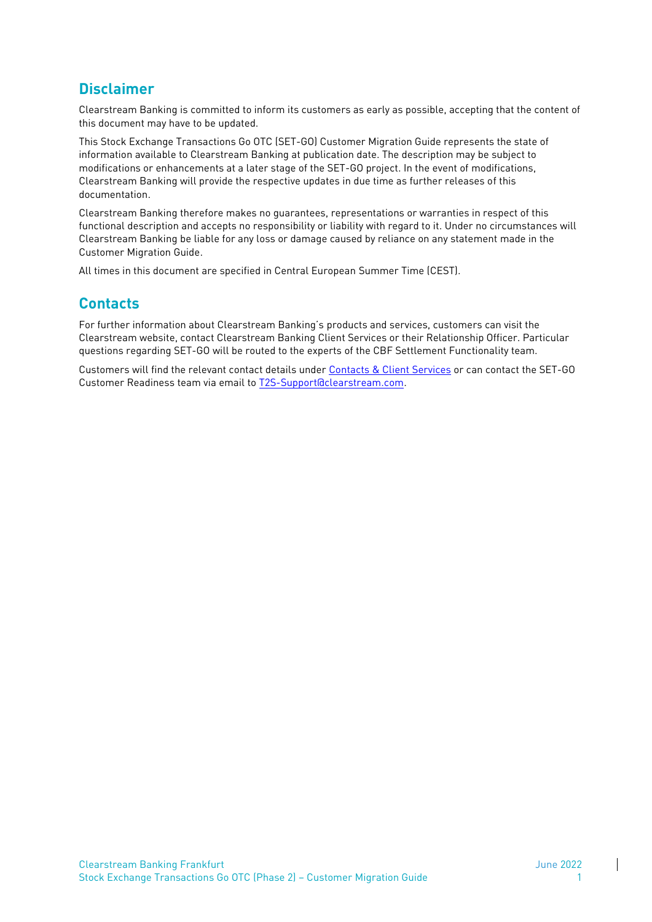## Disclaimer

Clearstream Banking is committed to inform its customers as early as possible, accepting that the content of this document may have to be updated.

This Stock Exchange Transactions Go OTC (SET-GO) Customer Migration Guide represents the state of information available to Clearstream Banking at publication date. The description may be subject to modifications or enhancements at a later stage of the SET-GO project. In the event of modifications, Clearstream Banking will provide the respective updates in due time as further releases of this documentation.

Clearstream Banking therefore makes no guarantees, representations or warranties in respect of this functional description and accepts no responsibility or liability with regard to it. Under no circumstances will Clearstream Banking be liable for any loss or damage caused by reliance on any statement made in the Customer Migration Guide.

All times in this document are specified in Central European Summer Time (CEST).

## Contacts

For further information about Clearstream Banking's products and services, customers can visit the Clearstream website, contact Clearstream Banking Client Services or their Relationship Officer. Particular questions regarding SET-GO will be routed to the experts of the CBF Settlement Functionality team.

Customers will find the relevant contact details under [Contacts & Client Services](#) or can contact the SET-GO Customer Readiness team via email to [T2S-Support@clearstream.com](mailto:T2S-Support@clearstream.com).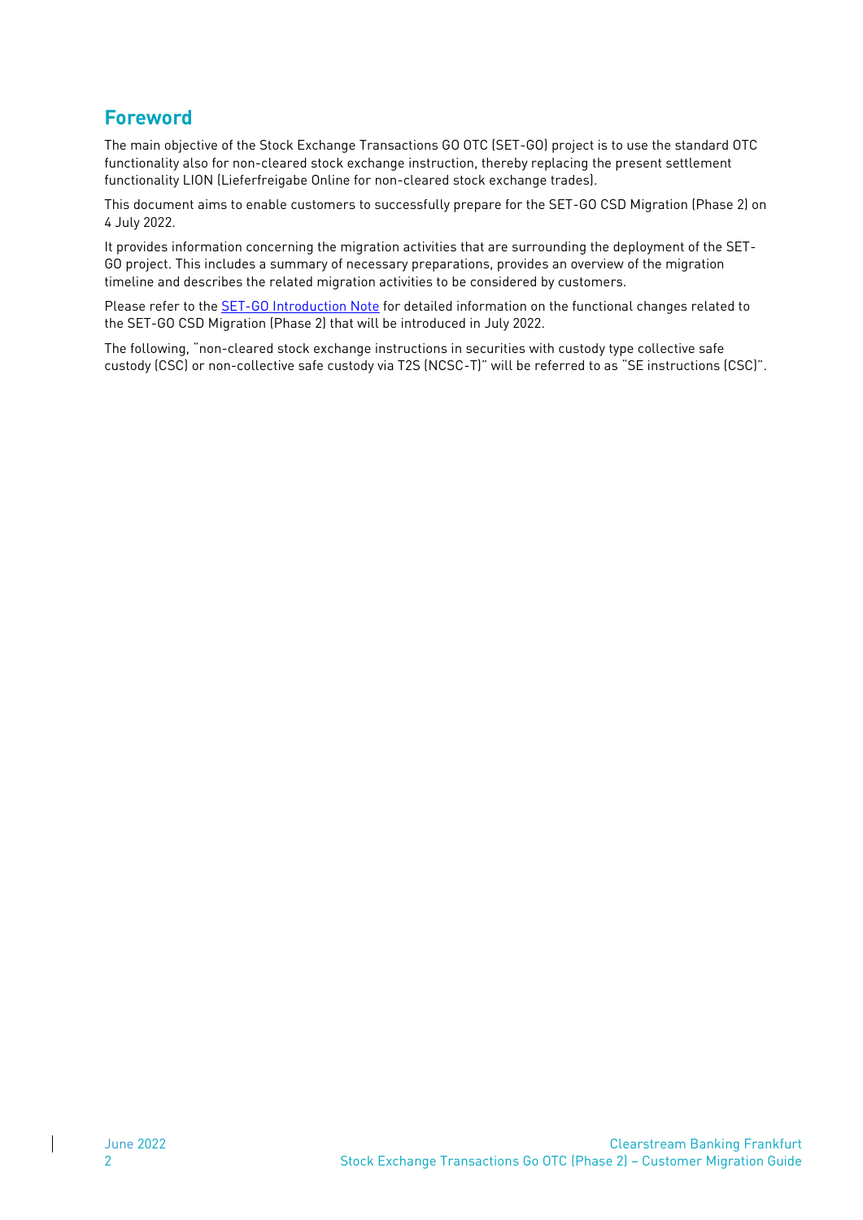## Foreword

The main objective of the Stock Exchange Transactions GO OTC (SET-GO) project is to use the standard OTC functionality also for non-cleared stock exchange instruction, thereby replacing the present settlement functionality LION (Lieferfreigabe Online for non-cleared stock exchange trades).

This document aims to enable customers to successfully prepare for the SET-GO CSD Migration (Phase 2) on 4 July 2022.

It provides information concerning the migration activities that are surrounding the deployment of the SET-GO project. This includes a summary of necessary preparations, provides an overview of the migration timeline and describes the related migration activities to be considered by customers.

Please refer to the SET-GO Introduction Note for detailed information on the functional changes related to the SET-GO CSD Migration (Phase 2) that will be introduced in July 2022.

The following, "non-cleared stock exchange instructions in securities with custody type collective safe custody (CSC) or non-collective safe custody via T2S (NCSC-T)" will be referred to as "SE instructions (CSC)".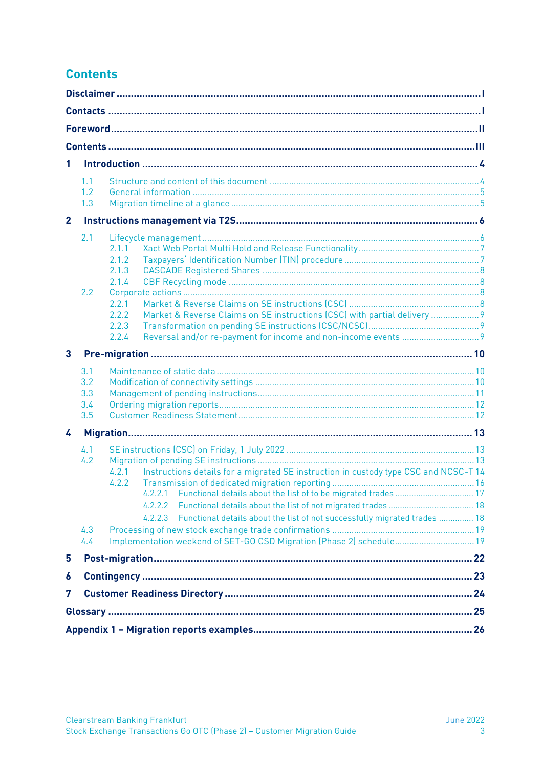# Contents

| | |
|---|---|
| **Disclaimer** | **I** |
| **Contacts** | **I** |
| **Foreword** | **II** |
| **Contents** | **III** |
| **1 Introduction** | **4** |
| 1.1 Structure and content of this document | 4 |
| 1.2 General information | 5 |
| 1.3 Migration timeline at a glance | 5 |
| **2 Instructions management via T2S** | **6** |
| 2.1 Lifecycle management | 6 |
| 2.1.1 Xact Web Portal Multi Hold and Release Functionality | 7 |
| 2.1.2 Taxpayers' Identification Number (TIN) procedure | 7 |
| 2.1.3 CASCADE Registered Shares | 8 |
| 2.1.4 CBF Recycling mode | 8 |
| 2.2 Corporate actions | 8 |
| 2.2.1 Market & Reverse Claims on SE instructions (CSC) | 8 |
| 2.2.2 Market & Reverse Claims on SE instructions (CSC) with partial delivery | 9 |
| 2.2.3 Transformation on pending SE instructions (CSC/NCSC) | 9 |
| 2.2.4 Reversal and/or re-payment for income and non-income events | 9 |
| **3 Pre-migration** | **10** |
| 3.1 Maintenance of static data | 10 |
| 3.2 Modification of connectivity settings | 10 |
| 3.3 Management of pending instructions | 11 |
| 3.4 Ordering migration reports | 12 |
| 3.5 Customer Readiness Statement | 12 |
| **4 Migration** | **13** |
| 4.1 SE instructions (CSC) on Friday, 1 July 2022 | 13 |
| 4.2 Migration of pending SE instructions | 13 |
| 4.2.1 Instructions details for a migrated SE instruction in custody type CSC and NCSC-T | 14 |
| 4.2.2 Transmission of dedicated migration reporting | 16 |
| 4.2.2.1 Functional details about the list of to be migrated trades | 17 |
| 4.2.2.2 Functional details about the list of not migrated trades | 18 |
| 4.2.2.3 Functional details about the list of not successfully migrated trades | 18 |
| 4.3 Processing of new stock exchange trade confirmations | 19 |
| 4.4 Implementation weekend of SET-GO CSD Migration (Phase 2) schedule | 19 |
| **5 Post-migration** | **22** |
| **6 Contingency** | **23** |
| **7 Customer Readiness Directory** | **24** |
| **Glossary** | **25** |
| **Appendix 1 – Migration reports examples** | **26** |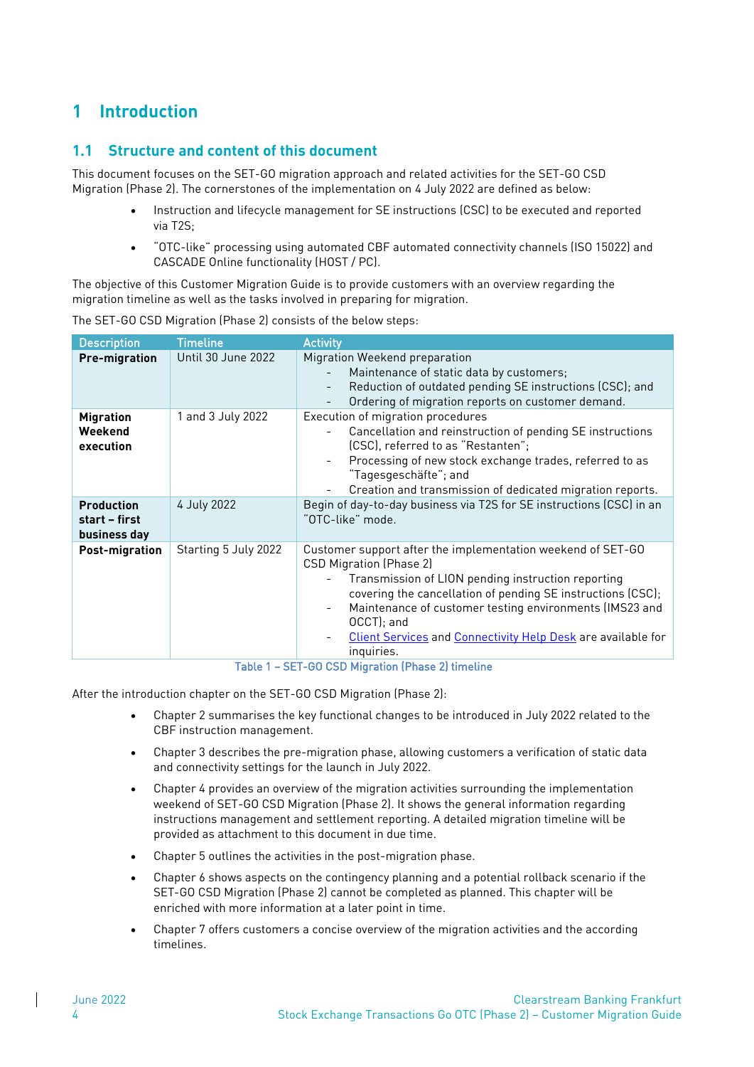# 1 Introduction

## 1.1 Structure and content of this document

This document focuses on the SET-GO migration approach and related activities for the SET-GO CSD Migration (Phase 2). The cornerstones of the implementation on 4 July 2022 are defined as below:

- Instruction and lifecycle management for SE instructions (CSC) to be executed and reported via T2S;
- "OTC-like" processing using automated CBF automated connectivity channels (ISO 15022) and CASCADE Online functionality (HOST / PC).

The objective of this Customer Migration Guide is to provide customers with an overview regarding the migration timeline as well as the tasks involved in preparing for migration.

The SET-GO CSD Migration (Phase 2) consists of the below steps:

| Description | Timeline | Activity |
|---|---|---|
| **Pre-migration** | Until 30 June 2022 | Migration Weekend preparation<br>- Maintenance of static data by customers;<br>- Reduction of outdated pending SE instructions (CSC); and<br>- Ordering of migration reports on customer demand. |
| **Migration Weekend execution** | 1 and 3 July 2022 | Execution of migration procedures<br>- Cancellation and reinstruction of pending SE instructions (CSC), referred to as "Restanten";<br>- Processing of new stock exchange trades, referred to as "Tagesgeschäfte"; and<br>- Creation and transmission of dedicated migration reports. |
| **Production start – first business day** | 4 July 2022 | Begin of day-to-day business via T2S for SE instructions (CSC) in an "OTC-like" mode. |
| **Post-migration** | Starting 5 July 2022 | Customer support after the implementation weekend of SET-GO CSD Migration (Phase 2)<br>- Transmission of LION pending instruction reporting covering the cancellation of pending SE instructions (CSC);<br>- Maintenance of customer testing environments (IMS23 and OCCT); and<br>- Client Services and Connectivity Help Desk are available for inquiries. |

Table 1 – SET-GO CSD Migration (Phase 2) timeline

After the introduction chapter on the SET-GO CSD Migration (Phase 2):

- Chapter 2 summarises the key functional changes to be introduced in July 2022 related to the CBF instruction management.
- Chapter 3 describes the pre-migration phase, allowing customers a verification of static data and connectivity settings for the launch in July 2022.
- Chapter 4 provides an overview of the migration activities surrounding the implementation weekend of SET-GO CSD Migration (Phase 2). It shows the general information regarding instructions management and settlement reporting. A detailed migration timeline will be provided as attachment to this document in due time.
- Chapter 5 outlines the activities in the post-migration phase.
- Chapter 6 shows aspects on the contingency planning and a potential rollback scenario if the SET-GO CSD Migration (Phase 2) cannot be completed as planned. This chapter will be enriched with more information at a later point in time.
- Chapter 7 offers customers a concise overview of the migration activities and the according timelines.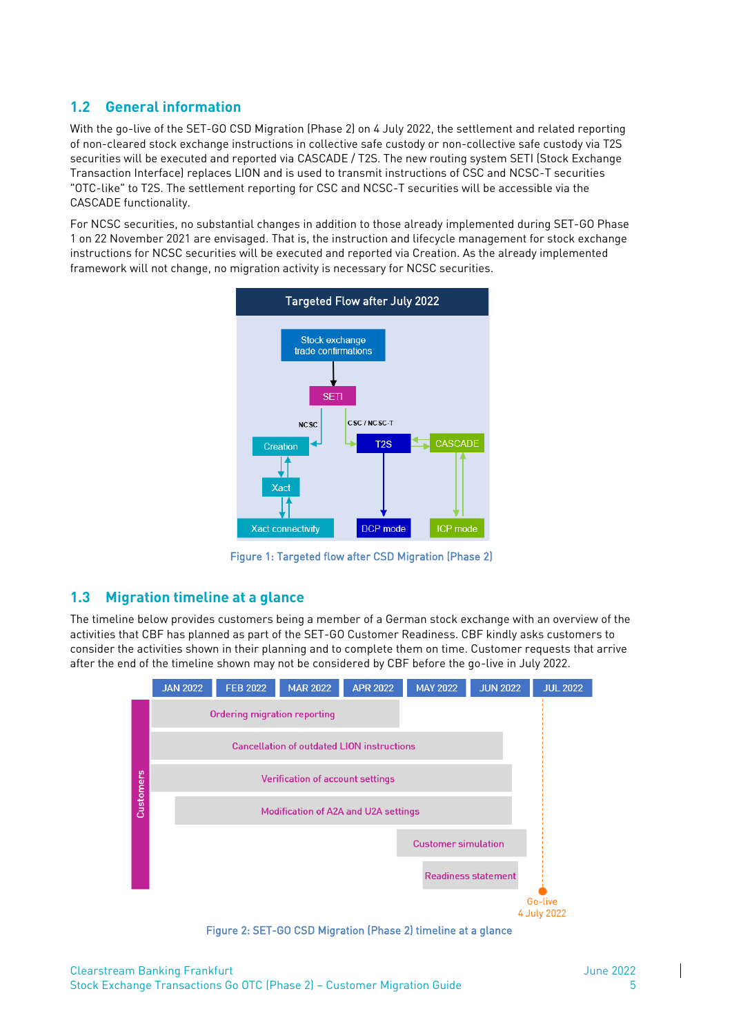## 1.2 General information

With the go-live of the SET-GO CSD Migration (Phase 2) on 4 July 2022, the settlement and related reporting of non-cleared stock exchange instructions in collective safe custody or non-collective safe custody via T2S securities will be executed and reported via CASCADE / T2S. The new routing system SETI (Stock Exchange Transaction Interface) replaces LION and is used to transmit instructions of CSC and NCSC-T securities "OTC-like" to T2S. The settlement reporting for CSC and NCSC-T securities will be accessible via the CASCADE functionality.

For NCSC securities, no substantial changes in addition to those already implemented during SET-GO Phase 1 on 22 November 2021 are envisaged. That is, the instruction and lifecycle management for stock exchange instructions for NCSC securities will be executed and reported via Creation. As the already implemented framework will not change, no migration activity is necessary for NCSC securities.

Targeted Flow after July 2022

Stock exchange trade confirmations

SETI

NCSC

CSC / NCSC-T

Creation

T2S

CASCADE

Xact

Xact connectivity

DCP mode

ICP mode

Figure 1: Targeted flow after CSD Migration (Phase 2)

## 1.3 Migration timeline at a glance

The timeline below provides customers being a member of a German stock exchange with an overview of the activities that CBF has planned as part of the SET-GO Customer Readiness. CBF kindly asks customers to consider the activities shown in their planning and to complete them on time. Customer requests that arrive after the end of the timeline shown may not be considered by CBF before the go-live in July 2022.

JAN 2022
FEB 2022
MAR 2022
APR 2022
MAY 2022
JUN 2022
JUL 2022

Customers

Ordering migration reporting

Cancellation of outdated LION instructions

Verification of account settings

Modification of A2A and U2A settings

Customer simulation

Readiness statement

Go-live
4 July 2022

Figure 2: SET-GO CSD Migration (Phase 2) timeline at a glance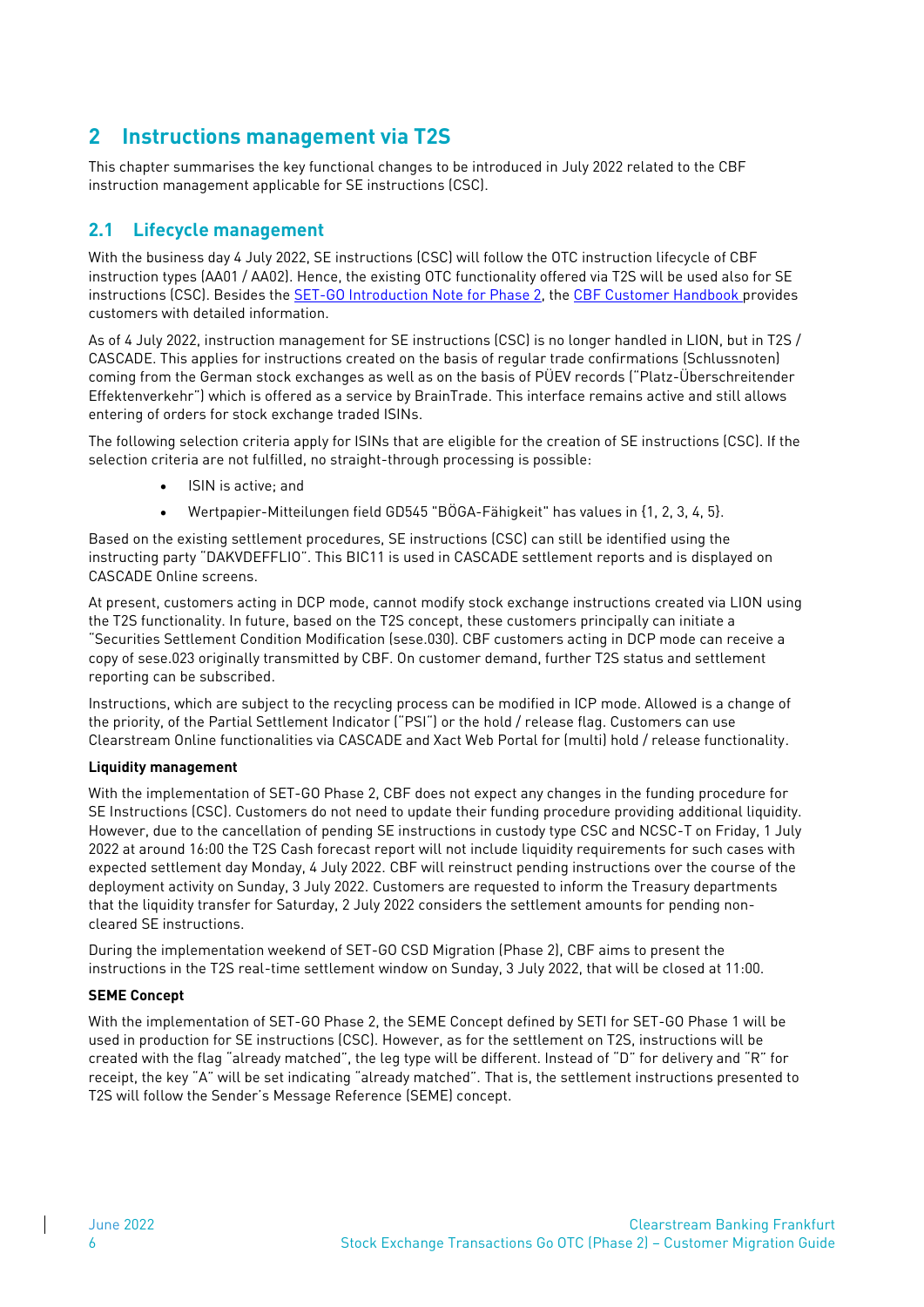# 2 Instructions management via T2S

This chapter summarises the key functional changes to be introduced in July 2022 related to the CBF instruction management applicable for SE instructions (CSC).

## 2.1 Lifecycle management

With the business day 4 July 2022, SE instructions (CSC) will follow the OTC instruction lifecycle of CBF instruction types (AA01 / AA02). Hence, the existing OTC functionality offered via T2S will be used also for SE instructions (CSC). Besides the SET-GO Introduction Note for Phase 2, the CBF Customer Handbook provides customers with detailed information.

As of 4 July 2022, instruction management for SE instructions (CSC) is no longer handled in LION, but in T2S / CASCADE. This applies for instructions created on the basis of regular trade confirmations (Schlussnoten) coming from the German stock exchanges as well as on the basis of PÜEV records ("Platz-Überschreitender Effektenverkehr") which is offered as a service by BrainTrade. This interface remains active and still allows entering of orders for stock exchange traded ISINs.

The following selection criteria apply for ISINs that are eligible for the creation of SE instructions (CSC). If the selection criteria are not fulfilled, no straight-through processing is possible:

- ISIN is active; and
- Wertpapier-Mitteilungen field GD545 "BÖGA-Fähigkeit" has values in {1, 2, 3, 4, 5}.

Based on the existing settlement procedures, SE instructions (CSC) can still be identified using the instructing party "DAKVDEFFLIO". This BIC11 is used in CASCADE settlement reports and is displayed on CASCADE Online screens.

At present, customers acting in DCP mode, cannot modify stock exchange instructions created via LION using the T2S functionality. In future, based on the T2S concept, these customers principally can initiate a "Securities Settlement Condition Modification (sese.030). CBF customers acting in DCP mode can receive a copy of sese.023 originally transmitted by CBF. On customer demand, further T2S status and settlement reporting can be subscribed.

Instructions, which are subject to the recycling process can be modified in ICP mode. Allowed is a change of the priority, of the Partial Settlement Indicator ("PSI") or the hold / release flag. Customers can use Clearstream Online functionalities via CASCADE and Xact Web Portal for (multi) hold / release functionality.

**Liquidity management**

With the implementation of SET-GO Phase 2, CBF does not expect any changes in the funding procedure for SE Instructions (CSC). Customers do not need to update their funding procedure providing additional liquidity. However, due to the cancellation of pending SE instructions in custody type CSC and NCSC-T on Friday, 1 July 2022 at around 16:00 the T2S Cash forecast report will not include liquidity requirements for such cases with expected settlement day Monday, 4 July 2022. CBF will reinstruct pending instructions over the course of the deployment activity on Sunday, 3 July 2022. Customers are requested to inform the Treasury departments that the liquidity transfer for Saturday, 2 July 2022 considers the settlement amounts for pending non-cleared SE instructions.

During the implementation weekend of SET-GO CSD Migration (Phase 2), CBF aims to present the instructions in the T2S real-time settlement window on Sunday, 3 July 2022, that will be closed at 11:00.

**SEME Concept**

With the implementation of SET-GO Phase 2, the SEME Concept defined by SETI for SET-GO Phase 1 will be used in production for SE instructions (CSC). However, as for the settlement on T2S, instructions will be created with the flag "already matched", the leg type will be different. Instead of "D" for delivery and "R" for receipt, the key "A" will be set indicating "already matched". That is, the settlement instructions presented to T2S will follow the Sender's Message Reference (SEME) concept.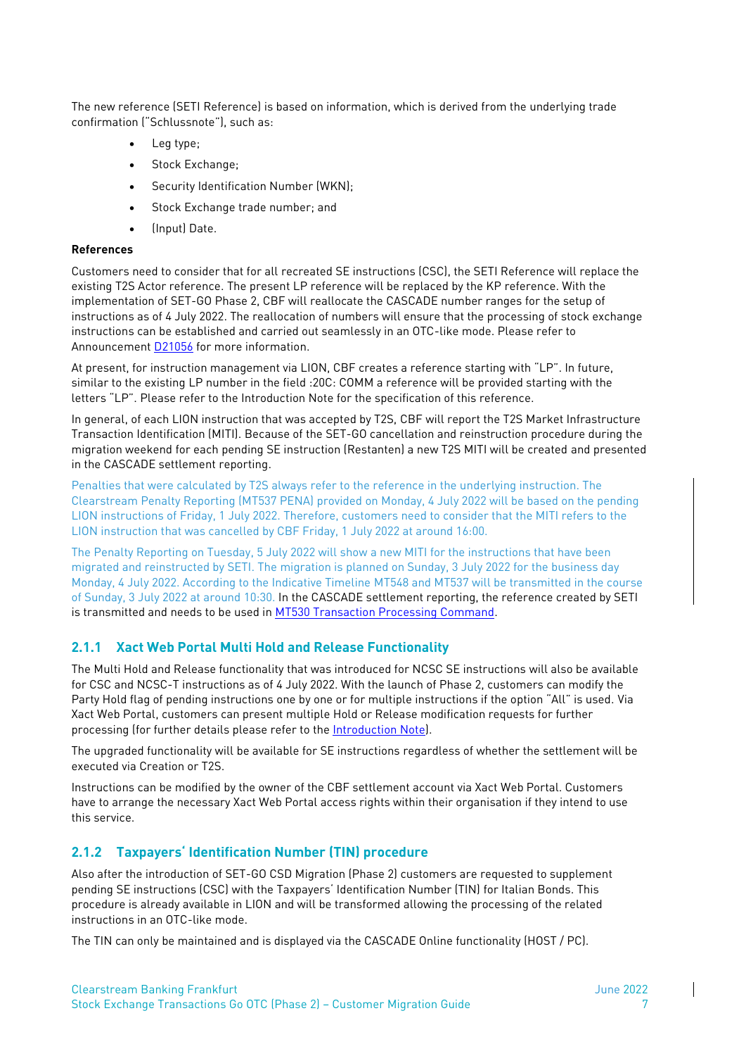The new reference (SETI Reference) is based on information, which is derived from the underlying trade confirmation ("Schlussnote"), such as:

- Leg type;
- Stock Exchange;
- Security Identification Number (WKN);
- Stock Exchange trade number; and
- (Input) Date.

**References**

Customers need to consider that for all recreated SE instructions (CSC), the SETI Reference will replace the existing T2S Actor reference. The present LP reference will be replaced by the KP reference. With the implementation of SET-GO Phase 2, CBF will reallocate the CASCADE number ranges for the setup of instructions as of 4 July 2022. The reallocation of numbers will ensure that the processing of stock exchange instructions can be established and carried out seamlessly in an OTC-like mode. Please refer to Announcement D21056 for more information.

At present, for instruction management via LION, CBF creates a reference starting with "LP". In future, similar to the existing LP number in the field :20C: COMM a reference will be provided starting with the letters "LP". Please refer to the Introduction Note for the specification of this reference.

In general, of each LION instruction that was accepted by T2S, CBF will report the T2S Market Infrastructure Transaction Identification (MITI). Because of the SET-GO cancellation and reinstruction procedure during the migration weekend for each pending SE instruction (Restanten) a new T2S MITI will be created and presented in the CASCADE settlement reporting.

Penalties that were calculated by T2S always refer to the reference in the underlying instruction. The Clearstream Penalty Reporting (MT537 PENA) provided on Monday, 4 July 2022 will be based on the pending LION instructions of Friday, 1 July 2022. Therefore, customers need to consider that the MITI refers to the LION instruction that was cancelled by CBF Friday, 1 July 2022 at around 16:00.

The Penalty Reporting on Tuesday, 5 July 2022 will show a new MITI for the instructions that have been migrated and reinstructed by SETI. The migration is planned on Sunday, 3 July 2022 for the business day Monday, 4 July 2022. According to the Indicative Timeline MT548 and MT537 will be transmitted in the course of Sunday, 3 July 2022 at around 10:30. In the CASCADE settlement reporting, the reference created by SETI is transmitted and needs to be used in MT530 Transaction Processing Command.

### 2.1.1 Xact Web Portal Multi Hold and Release Functionality

The Multi Hold and Release functionality that was introduced for NCSC SE instructions will also be available for CSC and NCSC-T instructions as of 4 July 2022. With the launch of Phase 2, customers can modify the Party Hold flag of pending instructions one by one or for multiple instructions if the option "All" is used. Via Xact Web Portal, customers can present multiple Hold or Release modification requests for further processing (for further details please refer to the Introduction Note).

The upgraded functionality will be available for SE instructions regardless of whether the settlement will be executed via Creation or T2S.

Instructions can be modified by the owner of the CBF settlement account via Xact Web Portal. Customers have to arrange the necessary Xact Web Portal access rights within their organisation if they intend to use this service.

### 2.1.2 Taxpayers' Identification Number (TIN) procedure

Also after the introduction of SET-GO CSD Migration (Phase 2) customers are requested to supplement pending SE instructions (CSC) with the Taxpayers' Identification Number (TIN) for Italian Bonds. This procedure is already available in LION and will be transformed allowing the processing of the related instructions in an OTC-like mode.

The TIN can only be maintained and is displayed via the CASCADE Online functionality (HOST / PC).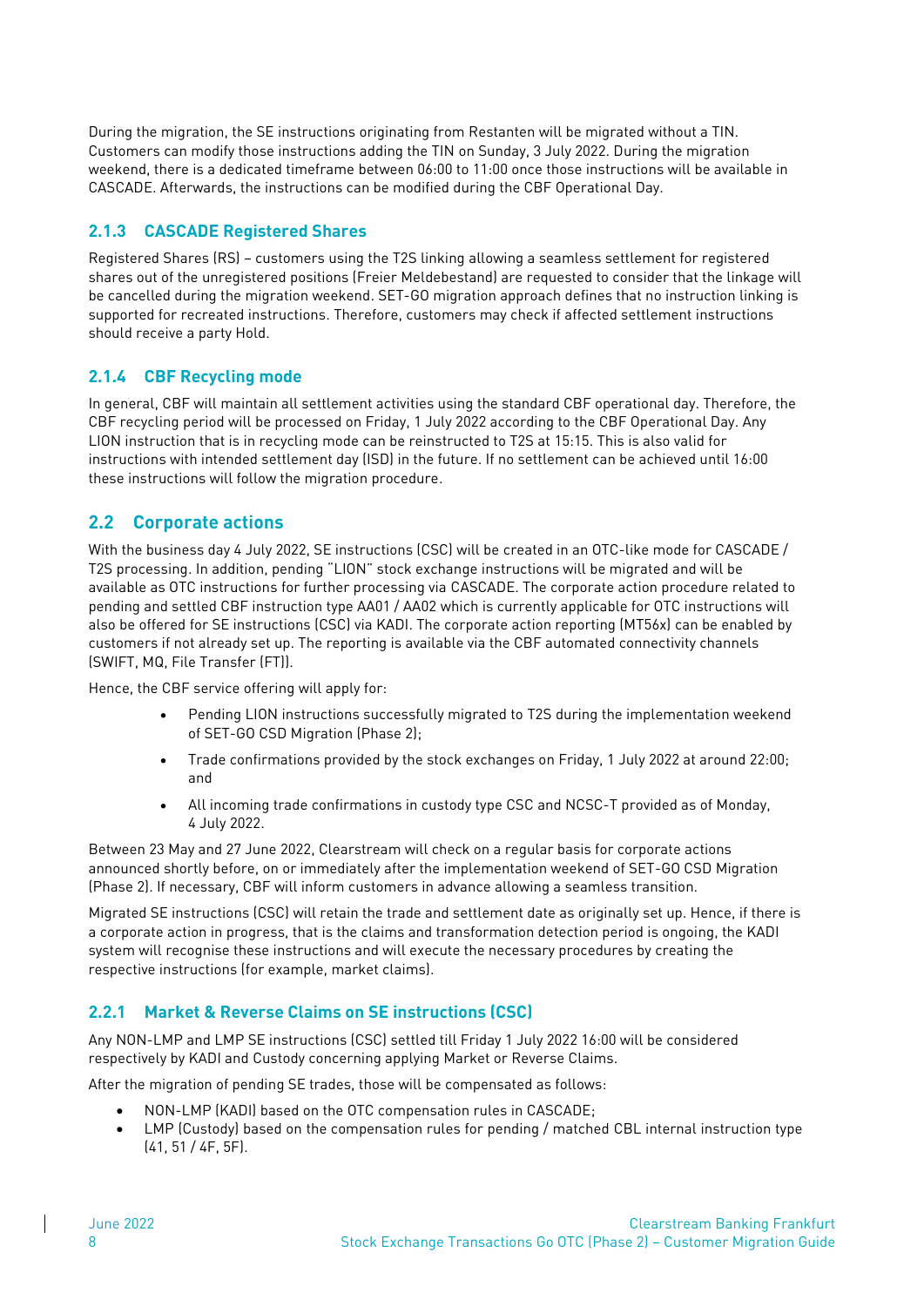During the migration, the SE instructions originating from Restanten will be migrated without a TIN. Customers can modify those instructions adding the TIN on Sunday, 3 July 2022. During the migration weekend, there is a dedicated timeframe between 06:00 to 11:00 once those instructions will be available in CASCADE. Afterwards, the instructions can be modified during the CBF Operational Day.

### 2.1.3 CASCADE Registered Shares

Registered Shares (RS) – customers using the T2S linking allowing a seamless settlement for registered shares out of the unregistered positions (Freier Meldebestand) are requested to consider that the linkage will be cancelled during the migration weekend. SET-GO migration approach defines that no instruction linking is supported for recreated instructions. Therefore, customers may check if affected settlement instructions should receive a party Hold.

### 2.1.4 CBF Recycling mode

In general, CBF will maintain all settlement activities using the standard CBF operational day. Therefore, the CBF recycling period will be processed on Friday, 1 July 2022 according to the CBF Operational Day. Any LION instruction that is in recycling mode can be reinstructed to T2S at 15:15. This is also valid for instructions with intended settlement day (ISD) in the future. If no settlement can be achieved until 16:00 these instructions will follow the migration procedure.

## 2.2 Corporate actions

With the business day 4 July 2022, SE instructions (CSC) will be created in an OTC-like mode for CASCADE / T2S processing. In addition, pending "LION" stock exchange instructions will be migrated and will be available as OTC instructions for further processing via CASCADE. The corporate action procedure related to pending and settled CBF instruction type AA01 / AA02 which is currently applicable for OTC instructions will also be offered for SE instructions (CSC) via KADI. The corporate action reporting (MT56x) can be enabled by customers if not already set up. The reporting is available via the CBF automated connectivity channels (SWIFT, MQ, File Transfer (FT)).

Hence, the CBF service offering will apply for:

- Pending LION instructions successfully migrated to T2S during the implementation weekend of SET-GO CSD Migration (Phase 2);
- Trade confirmations provided by the stock exchanges on Friday, 1 July 2022 at around 22:00; and
- All incoming trade confirmations in custody type CSC and NCSC-T provided as of Monday, 4 July 2022.

Between 23 May and 27 June 2022, Clearstream will check on a regular basis for corporate actions announced shortly before, on or immediately after the implementation weekend of SET-GO CSD Migration (Phase 2). If necessary, CBF will inform customers in advance allowing a seamless transition.

Migrated SE instructions (CSC) will retain the trade and settlement date as originally set up. Hence, if there is a corporate action in progress, that is the claims and transformation detection period is ongoing, the KADI system will recognise these instructions and will execute the necessary procedures by creating the respective instructions (for example, market claims).

### 2.2.1 Market & Reverse Claims on SE instructions (CSC)

Any NON-LMP and LMP SE instructions (CSC) settled till Friday 1 July 2022 16:00 will be considered respectively by KADI and Custody concerning applying Market or Reverse Claims.

After the migration of pending SE trades, those will be compensated as follows:

- NON-LMP (KADI) based on the OTC compensation rules in CASCADE;
- LMP (Custody) based on the compensation rules for pending / matched CBL internal instruction type (41, 51 / 4F, 5F).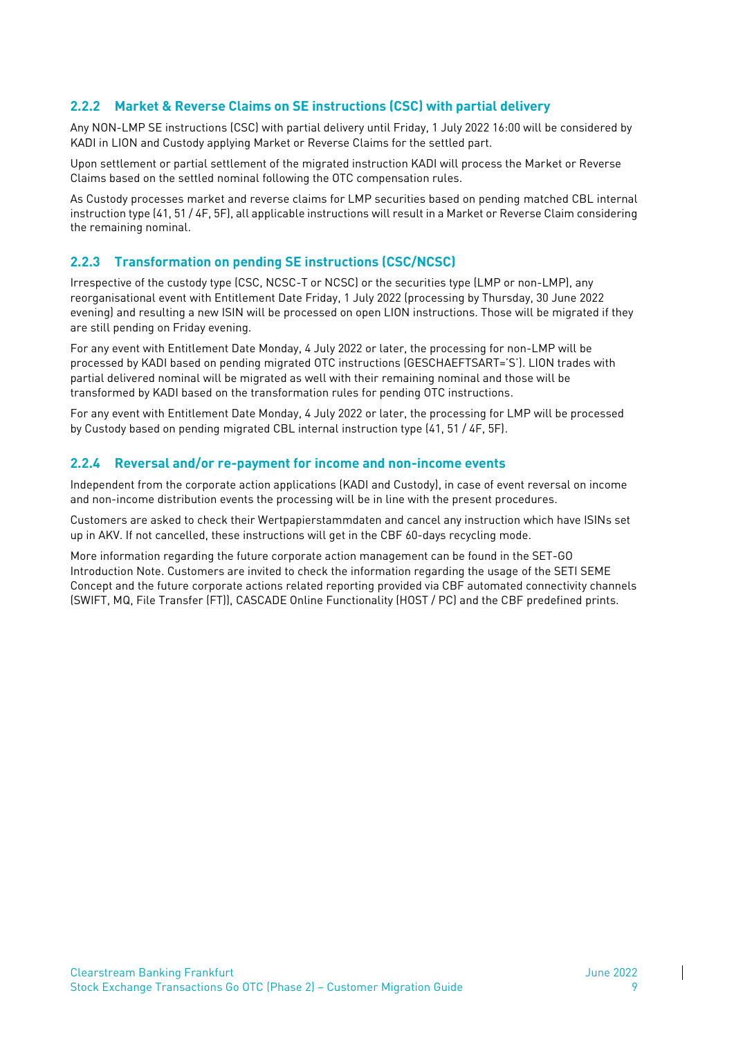### 2.2.2 Market & Reverse Claims on SE instructions (CSC) with partial delivery

Any NON-LMP SE instructions (CSC) with partial delivery until Friday, 1 July 2022 16:00 will be considered by KADI in LION and Custody applying Market or Reverse Claims for the settled part.

Upon settlement or partial settlement of the migrated instruction KADI will process the Market or Reverse Claims based on the settled nominal following the OTC compensation rules.

As Custody processes market and reverse claims for LMP securities based on pending matched CBL internal instruction type (41, 51 / 4F, 5F), all applicable instructions will result in a Market or Reverse Claim considering the remaining nominal.

### 2.2.3 Transformation on pending SE instructions (CSC/NCSC)

Irrespective of the custody type (CSC, NCSC-T or NCSC) or the securities type (LMP or non-LMP), any reorganisational event with Entitlement Date Friday, 1 July 2022 (processing by Thursday, 30 June 2022 evening) and resulting a new ISIN will be processed on open LION instructions. Those will be migrated if they are still pending on Friday evening.

For any event with Entitlement Date Monday, 4 July 2022 or later, the processing for non-LMP will be processed by KADI based on pending migrated OTC instructions (GESCHAEFTSART='S'). LION trades with partial delivered nominal will be migrated as well with their remaining nominal and those will be transformed by KADI based on the transformation rules for pending OTC instructions.

For any event with Entitlement Date Monday, 4 July 2022 or later, the processing for LMP will be processed by Custody based on pending migrated CBL internal instruction type (41, 51 / 4F, 5F).

### 2.2.4 Reversal and/or re-payment for income and non-income events

Independent from the corporate action applications (KADI and Custody), in case of event reversal on income and non-income distribution events the processing will be in line with the present procedures.

Customers are asked to check their Wertpapierstammdaten and cancel any instruction which have ISINs set up in AKV. If not cancelled, these instructions will get in the CBF 60-days recycling mode.

More information regarding the future corporate action management can be found in the SET-GO Introduction Note. Customers are invited to check the information regarding the usage of the SETI SEME Concept and the future corporate actions related reporting provided via CBF automated connectivity channels (SWIFT, MQ, File Transfer (FT)), CASCADE Online Functionality (HOST / PC) and the CBF predefined prints.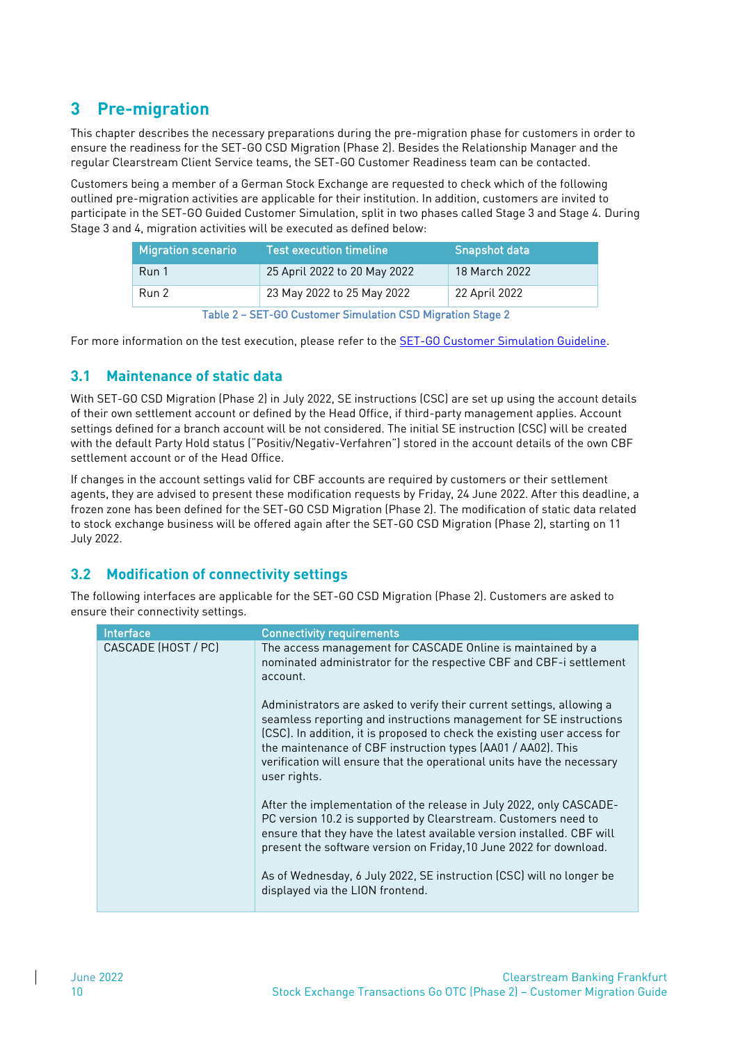# 3 Pre-migration

This chapter describes the necessary preparations during the pre-migration phase for customers in order to ensure the readiness for the SET-GO CSD Migration (Phase 2). Besides the Relationship Manager and the regular Clearstream Client Service teams, the SET-GO Customer Readiness team can be contacted.

Customers being a member of a German Stock Exchange are requested to check which of the following outlined pre-migration activities are applicable for their institution. In addition, customers are invited to participate in the SET-GO Guided Customer Simulation, split in two phases called Stage 3 and Stage 4. During Stage 3 and 4, migration activities will be executed as defined below:

| Migration scenario | Test execution timeline | Snapshot data |
|---|---|---|
| Run 1 | 25 April 2022 to 20 May 2022 | 18 March 2022 |
| Run 2 | 23 May 2022 to 25 May 2022 | 22 April 2022 |

Table 2 – SET-GO Customer Simulation CSD Migration Stage 2

For more information on the test execution, please refer to the SET-GO Customer Simulation Guideline.

## 3.1 Maintenance of static data

With SET-GO CSD Migration (Phase 2) in July 2022, SE instructions (CSC) are set up using the account details of their own settlement account or defined by the Head Office, if third-party management applies. Account settings defined for a branch account will be not considered. The initial SE instruction (CSC) will be created with the default Party Hold status ("Positiv/Negativ-Verfahren") stored in the account details of the own CBF settlement account or of the Head Office.

If changes in the account settings valid for CBF accounts are required by customers or their settlement agents, they are advised to present these modification requests by Friday, 24 June 2022. After this deadline, a frozen zone has been defined for the SET-GO CSD Migration (Phase 2). The modification of static data related to stock exchange business will be offered again after the SET-GO CSD Migration (Phase 2), starting on 11 July 2022.

## 3.2 Modification of connectivity settings

The following interfaces are applicable for the SET-GO CSD Migration (Phase 2). Customers are asked to ensure their connectivity settings.

| Interface | Connectivity requirements |
|---|---|
| CASCADE (HOST / PC) | The access management for CASCADE Online is maintained by a nominated administrator for the respective CBF and CBF-i settlement account.<br><br>Administrators are asked to verify their current settings, allowing a seamless reporting and instructions management for SE instructions (CSC). In addition, it is proposed to check the existing user access for the maintenance of CBF instruction types (AA01 / AA02). This verification will ensure that the operational units have the necessary user rights.<br><br>After the implementation of the release in July 2022, only CASCADE-PC version 10.2 is supported by Clearstream. Customers need to ensure that they have the latest available version installed. CBF will present the software version on Friday,10 June 2022 for download.<br><br>As of Wednesday, 6 July 2022, SE instruction (CSC) will no longer be displayed via the LION frontend. |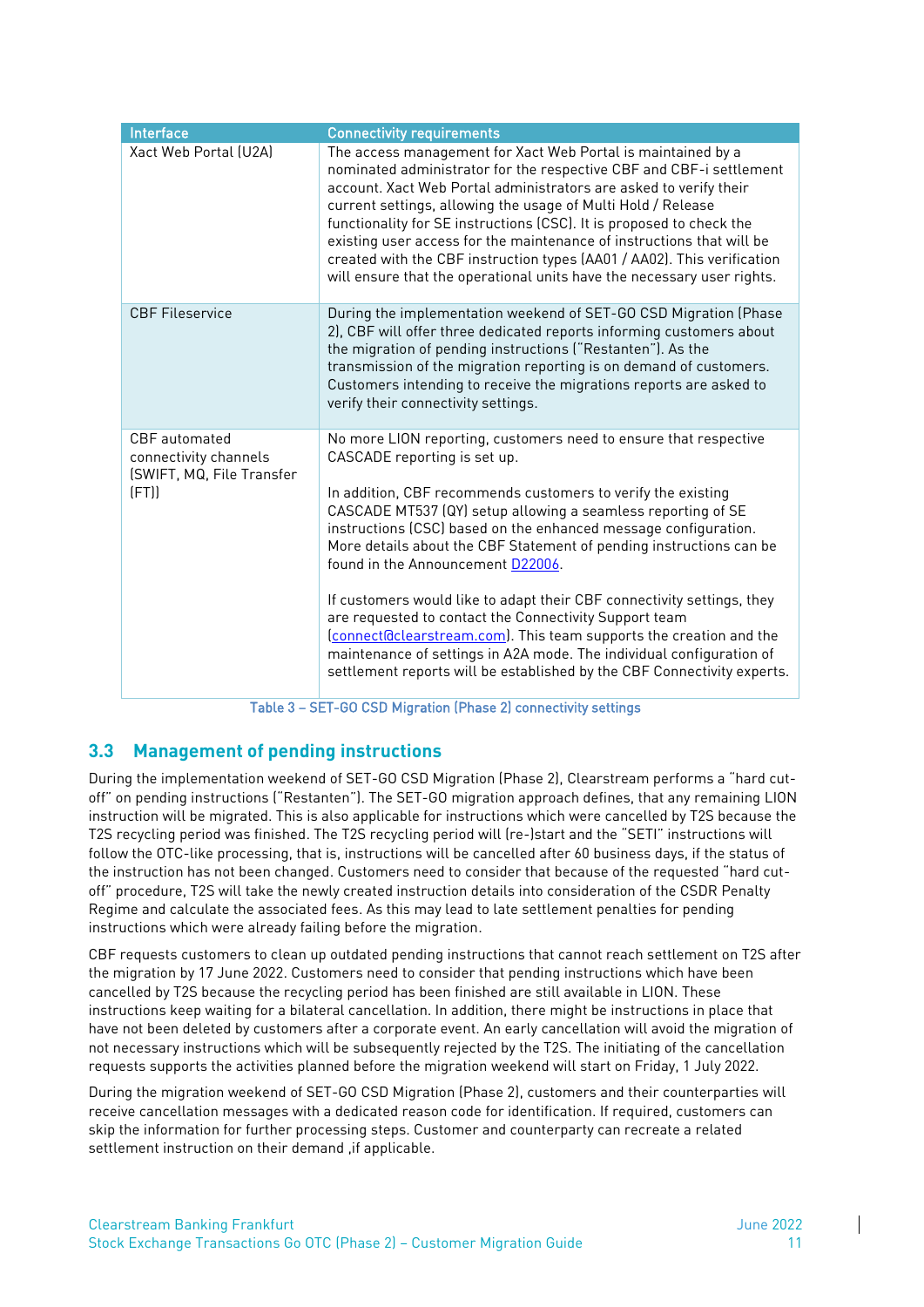| Interface | Connectivity requirements |
|---|---|
| Xact Web Portal (U2A) | The access management for Xact Web Portal is maintained by a nominated administrator for the respective CBF and CBF-i settlement account. Xact Web Portal administrators are asked to verify their current settings, allowing the usage of Multi Hold / Release functionality for SE instructions (CSC). It is proposed to check the existing user access for the maintenance of instructions that will be created with the CBF instruction types (AA01 / AA02). This verification will ensure that the operational units have the necessary user rights. |
| CBF Fileservice | During the implementation weekend of SET-GO CSD Migration (Phase 2), CBF will offer three dedicated reports informing customers about the migration of pending instructions ("Restanten"). As the transmission of the migration reporting is on demand of customers. Customers intending to receive the migrations reports are asked to verify their connectivity settings. |
| CBF automated connectivity channels (SWIFT, MQ, File Transfer (FT)) | No more LION reporting, customers need to ensure that respective CASCADE reporting is set up.<br><br>In addition, CBF recommends customers to verify the existing CASCADE MT537 (QY) setup allowing a seamless reporting of SE instructions (CSC) based on the enhanced message configuration. More details about the CBF Statement of pending instructions can be found in the Announcement D22006.<br><br>If customers would like to adapt their CBF connectivity settings, they are requested to contact the Connectivity Support team (connect@clearstream.com). This team supports the creation and the maintenance of settings in A2A mode. The individual configuration of settlement reports will be established by the CBF Connectivity experts. |

Table 3 – SET-GO CSD Migration (Phase 2) connectivity settings

## 3.3 Management of pending instructions

During the implementation weekend of SET-GO CSD Migration (Phase 2), Clearstream performs a "hard cut-off" on pending instructions ("Restanten"). The SET-GO migration approach defines, that any remaining LION instruction will be migrated. This is also applicable for instructions which were cancelled by T2S because the T2S recycling period was finished. The T2S recycling period will (re-)start and the "SETI" instructions will follow the OTC-like processing, that is, instructions will be cancelled after 60 business days, if the status of the instruction has not been changed. Customers need to consider that because of the requested "hard cut-off" procedure, T2S will take the newly created instruction details into consideration of the CSDR Penalty Regime and calculate the associated fees. As this may lead to late settlement penalties for pending instructions which were already failing before the migration.

CBF requests customers to clean up outdated pending instructions that cannot reach settlement on T2S after the migration by 17 June 2022. Customers need to consider that pending instructions which have been cancelled by T2S because the recycling period has been finished are still available in LION. These instructions keep waiting for a bilateral cancellation. In addition, there might be instructions in place that have not been deleted by customers after a corporate event. An early cancellation will avoid the migration of not necessary instructions which will be subsequently rejected by the T2S. The initiating of the cancellation requests supports the activities planned before the migration weekend will start on Friday, 1 July 2022.

During the migration weekend of SET-GO CSD Migration (Phase 2), customers and their counterparties will receive cancellation messages with a dedicated reason code for identification. If required, customers can skip the information for further processing steps. Customer and counterparty can recreate a related settlement instruction on their demand ,if applicable.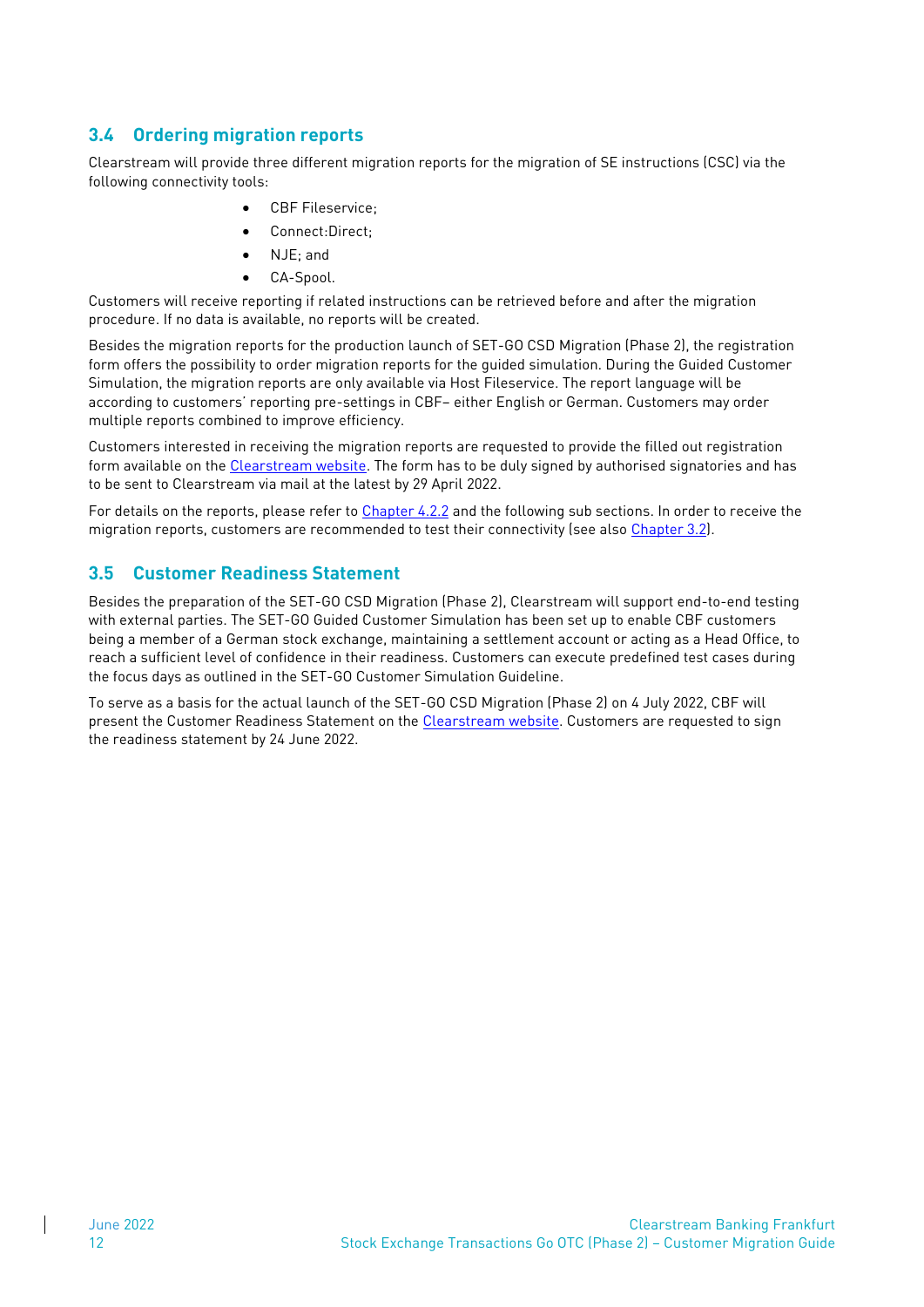## 3.4 Ordering migration reports

Clearstream will provide three different migration reports for the migration of SE instructions (CSC) via the following connectivity tools:

- CBF Fileservice;
- Connect:Direct;
- NJE; and
- CA-Spool.

Customers will receive reporting if related instructions can be retrieved before and after the migration procedure. If no data is available, no reports will be created.

Besides the migration reports for the production launch of SET-GO CSD Migration (Phase 2), the registration form offers the possibility to order migration reports for the guided simulation. During the Guided Customer Simulation, the migration reports are only available via Host Fileservice. The report language will be according to customers' reporting pre-settings in CBF– either English or German. Customers may order multiple reports combined to improve efficiency.

Customers interested in receiving the migration reports are requested to provide the filled out registration form available on the Clearstream website. The form has to be duly signed by authorised signatories and has to be sent to Clearstream via mail at the latest by 29 April 2022.

For details on the reports, please refer to Chapter 4.2.2 and the following sub sections. In order to receive the migration reports, customers are recommended to test their connectivity (see also Chapter 3.2).

## 3.5 Customer Readiness Statement

Besides the preparation of the SET-GO CSD Migration (Phase 2), Clearstream will support end-to-end testing with external parties. The SET-GO Guided Customer Simulation has been set up to enable CBF customers being a member of a German stock exchange, maintaining a settlement account or acting as a Head Office, to reach a sufficient level of confidence in their readiness. Customers can execute predefined test cases during the focus days as outlined in the SET-GO Customer Simulation Guideline.

To serve as a basis for the actual launch of the SET-GO CSD Migration (Phase 2) on 4 July 2022, CBF will present the Customer Readiness Statement on the Clearstream website. Customers are requested to sign the readiness statement by 24 June 2022.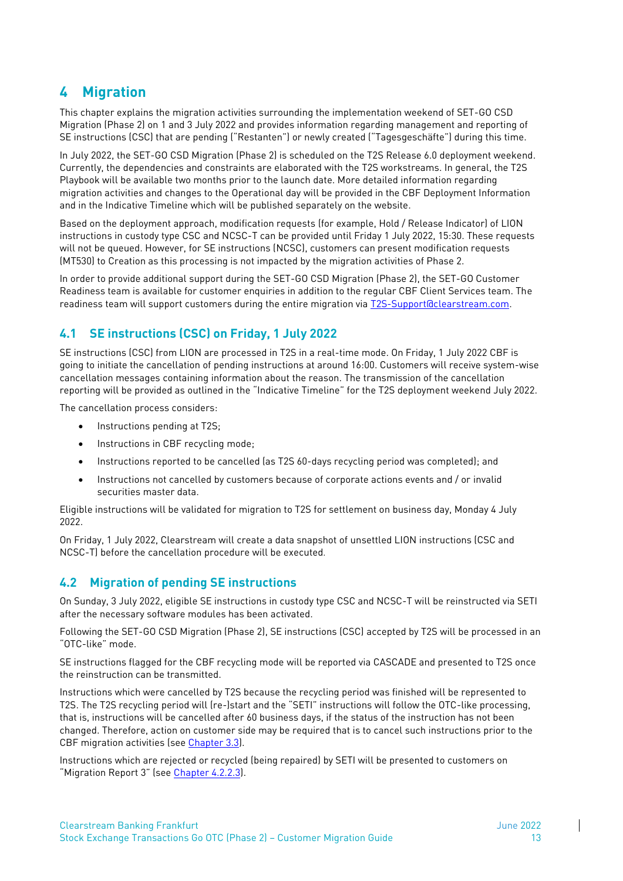# 4 Migration

This chapter explains the migration activities surrounding the implementation weekend of SET-GO CSD Migration (Phase 2) on 1 and 3 July 2022 and provides information regarding management and reporting of SE instructions (CSC) that are pending ("Restanten") or newly created ("Tagesgeschäfte") during this time.

In July 2022, the SET-GO CSD Migration (Phase 2) is scheduled on the T2S Release 6.0 deployment weekend. Currently, the dependencies and constraints are elaborated with the T2S workstreams. In general, the T2S Playbook will be available two months prior to the launch date. More detailed information regarding migration activities and changes to the Operational day will be provided in the CBF Deployment Information and in the Indicative Timeline which will be published separately on the website.

Based on the deployment approach, modification requests (for example, Hold / Release Indicator) of LION instructions in custody type CSC and NCSC-T can be provided until Friday 1 July 2022, 15:30. These requests will not be queued. However, for SE instructions (NCSC), customers can present modification requests (MT530) to Creation as this processing is not impacted by the migration activities of Phase 2.

In order to provide additional support during the SET-GO CSD Migration (Phase 2), the SET-GO Customer Readiness team is available for customer enquiries in addition to the regular CBF Client Services team. The readiness team will support customers during the entire migration via T2S-Support@clearstream.com.

## 4.1 SE instructions (CSC) on Friday, 1 July 2022

SE instructions (CSC) from LION are processed in T2S in a real-time mode. On Friday, 1 July 2022 CBF is going to initiate the cancellation of pending instructions at around 16:00. Customers will receive system-wise cancellation messages containing information about the reason. The transmission of the cancellation reporting will be provided as outlined in the "Indicative Timeline" for the T2S deployment weekend July 2022.

The cancellation process considers:

- Instructions pending at T2S;
- Instructions in CBF recycling mode;
- Instructions reported to be cancelled (as T2S 60-days recycling period was completed); and
- Instructions not cancelled by customers because of corporate actions events and / or invalid securities master data.

Eligible instructions will be validated for migration to T2S for settlement on business day, Monday 4 July 2022.

On Friday, 1 July 2022, Clearstream will create a data snapshot of unsettled LION instructions (CSC and NCSC-T) before the cancellation procedure will be executed.

## 4.2 Migration of pending SE instructions

On Sunday, 3 July 2022, eligible SE instructions in custody type CSC and NCSC-T will be reinstructed via SETI after the necessary software modules has been activated.

Following the SET-GO CSD Migration (Phase 2), SE instructions (CSC) accepted by T2S will be processed in an "OTC-like" mode.

SE instructions flagged for the CBF recycling mode will be reported via CASCADE and presented to T2S once the reinstruction can be transmitted.

Instructions which were cancelled by T2S because the recycling period was finished will be represented to T2S. The T2S recycling period will (re-)start and the "SETI" instructions will follow the OTC-like processing, that is, instructions will be cancelled after 60 business days, if the status of the instruction has not been changed. Therefore, action on customer side may be required that is to cancel such instructions prior to the CBF migration activities (see Chapter 3.3).

Instructions which are rejected or recycled (being repaired) by SETI will be presented to customers on "Migration Report 3" (see Chapter 4.2.2.3).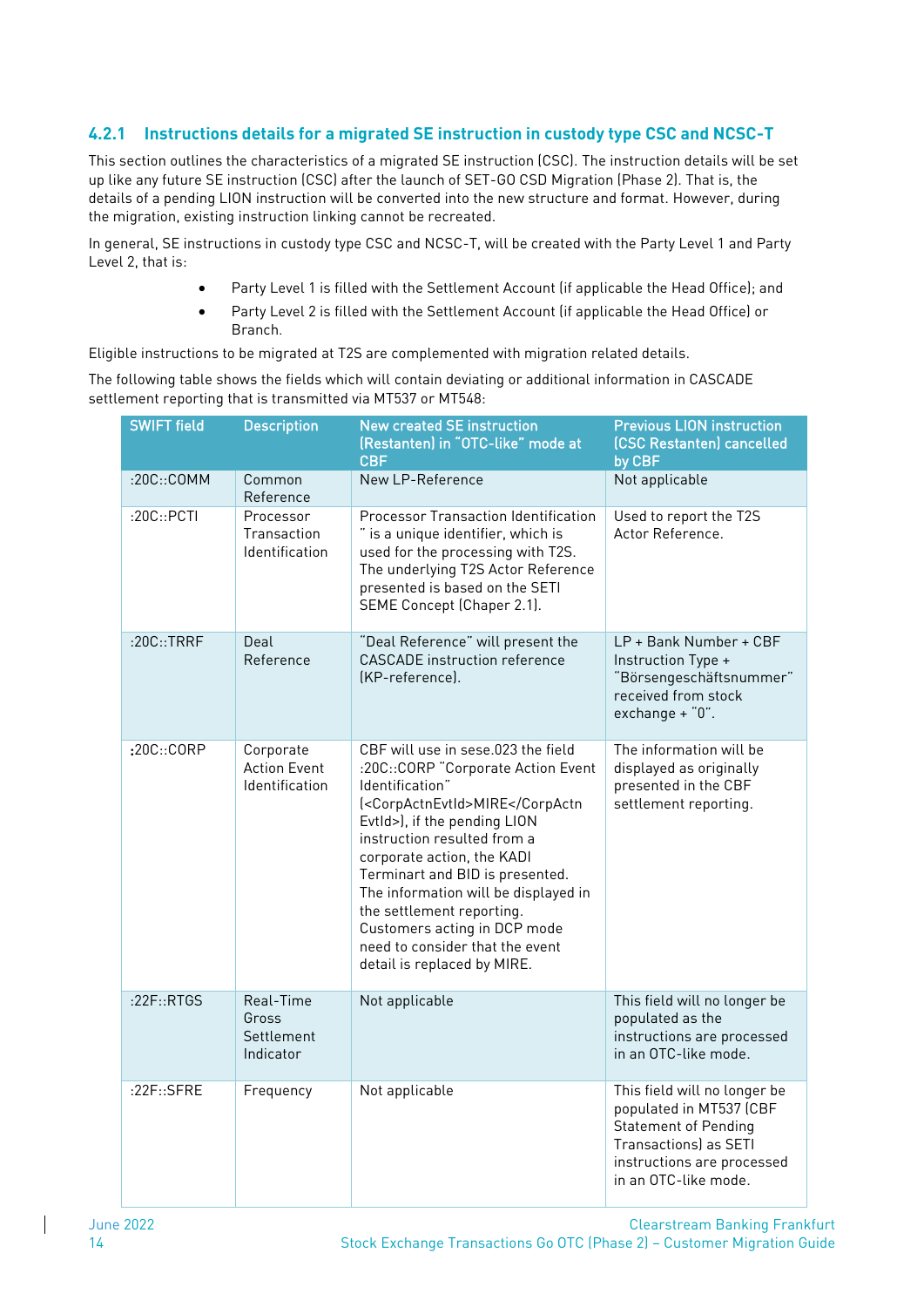### 4.2.1 Instructions details for a migrated SE instruction in custody type CSC and NCSC-T

This section outlines the characteristics of a migrated SE instruction (CSC). The instruction details will be set up like any future SE instruction (CSC) after the launch of SET-GO CSD Migration (Phase 2). That is, the details of a pending LION instruction will be converted into the new structure and format. However, during the migration, existing instruction linking cannot be recreated.

In general, SE instructions in custody type CSC and NCSC-T, will be created with the Party Level 1 and Party Level 2, that is:

- Party Level 1 is filled with the Settlement Account (if applicable the Head Office); and
- Party Level 2 is filled with the Settlement Account (if applicable the Head Office) or Branch.

Eligible instructions to be migrated at T2S are complemented with migration related details.

The following table shows the fields which will contain deviating or additional information in CASCADE settlement reporting that is transmitted via MT537 or MT548:

| SWIFT field | Description | New created SE instruction (Restanten) in "OTC-like" mode at CBF | Previous LION instruction (CSC Restanten) cancelled by CBF |
|---|---|---|---|
| :20C::COMM | Common Reference | New LP-Reference | Not applicable |
| :20C::PCTI | Processor Transaction Identification | Processor Transaction Identification " is a unique identifier, which is used for the processing with T2S. The underlying T2S Actor Reference presented is based on the SETI SEME Concept (Chaper 2.1). | Used to report the T2S Actor Reference. |
| :20C::TRRF | Deal Reference | "Deal Reference" will present the CASCADE instruction reference (KP-reference). | LP + Bank Number + CBF Instruction Type + "Börsengeschäftsnummer" received from stock exchange + "0". |
| **:**20C::CORP | Corporate Action Event Identification | CBF will use in sese.023 the field :20C::CORP "Corporate Action Event Identification" (<CorpActnEvtId>MIRE</CorpActnEvtId>), if the pending LION instruction resulted from a corporate action, the KADI Terminart and BID is presented. The information will be displayed in the settlement reporting. Customers acting in DCP mode need to consider that the event detail is replaced by MIRE. | The information will be displayed as originally presented in the CBF settlement reporting. |
| :22F::RTGS | Real-Time Gross Settlement Indicator | Not applicable | This field will no longer be populated as the instructions are processed in an OTC-like mode. |
| :22F::SFRE | Frequency | Not applicable | This field will no longer be populated in MT537 (CBF Statement of Pending Transactions) as SETI instructions are processed in an OTC-like mode. |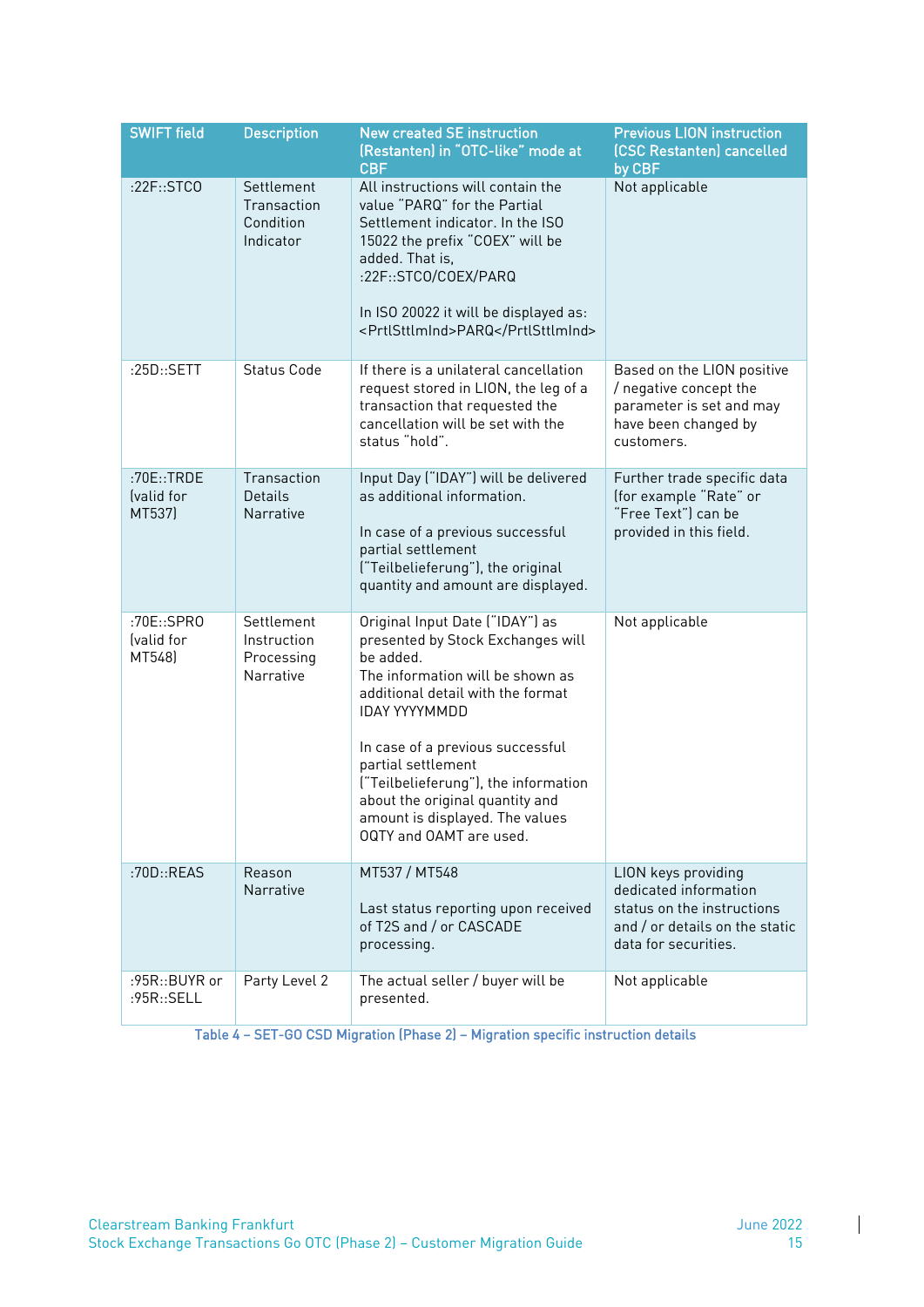| SWIFT field | Description | New created SE instruction (Restanten) in "OTC-like" mode at CBF | Previous LION instruction (CSC Restanten) cancelled by CBF |
|---|---|---|---|
| :22F::STCO | Settlement Transaction Condition Indicator | All instructions will contain the value "PARQ" for the Partial Settlement indicator. In the ISO 15022 the prefix "COEX" will be added. That is, :22F::STCO/COEX/PARQ<br><br>In ISO 20022 it will be displayed as: <PrtlSttlmInd>PARQ</PrtlSttlmInd> | Not applicable |
| :25D::SETT | Status Code | If there is a unilateral cancellation request stored in LION, the leg of a transaction that requested the cancellation will be set with the status "hold". | Based on the LION positive / negative concept the parameter is set and may have been changed by customers. |
| :70E::TRDE (valid for MT537) | Transaction Details Narrative | Input Day ("IDAY") will be delivered as additional information.<br><br>In case of a previous successful partial settlement ("Teilbelieferung"), the original quantity and amount are displayed. | Further trade specific data (for example "Rate" or "Free Text") can be provided in this field. |
| :70E::SPRO (valid for MT548) | Settlement Instruction Processing Narrative | Original Input Date ("IDAY") as presented by Stock Exchanges will be added.<br>The information will be shown as additional detail with the format IDAY YYYYMMDD<br><br>In case of a previous successful partial settlement ("Teilbelieferung"), the information about the original quantity and amount is displayed. The values OQTY and OAMT are used. | Not applicable |
| :70D::REAS | Reason Narrative | MT537 / MT548<br><br>Last status reporting upon received of T2S and / or CASCADE processing. | LION keys providing dedicated information status on the instructions and / or details on the static data for securities. |
| :95R::BUYR or :95R::SELL | Party Level 2 | The actual seller / buyer will be presented. | Not applicable |

Table 4 – SET-GO CSD Migration (Phase 2) – Migration specific instruction details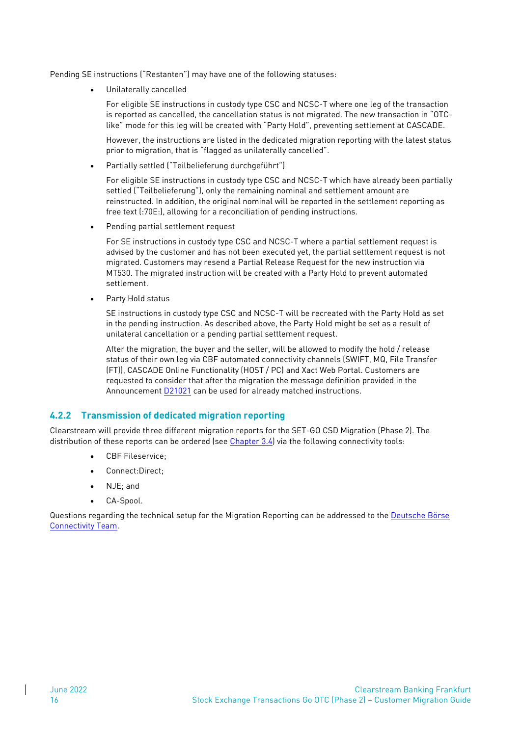Pending SE instructions ("Restanten") may have one of the following statuses:

- Unilaterally cancelled

  For eligible SE instructions in custody type CSC and NCSC-T where one leg of the transaction is reported as cancelled, the cancellation status is not migrated. The new transaction in "OTC-like" mode for this leg will be created with "Party Hold", preventing settlement at CASCADE.

  However, the instructions are listed in the dedicated migration reporting with the latest status prior to migration, that is "flagged as unilaterally cancelled".

- Partially settled ("Teilbelieferung durchgeführt")

  For eligible SE instructions in custody type CSC and NCSC-T which have already been partially settled ("Teilbelieferung"), only the remaining nominal and settlement amount are reinstructed. In addition, the original nominal will be reported in the settlement reporting as free text (:70E:), allowing for a reconciliation of pending instructions.

- Pending partial settlement request

  For SE instructions in custody type CSC and NCSC-T where a partial settlement request is advised by the customer and has not been executed yet, the partial settlement request is not migrated. Customers may resend a Partial Release Request for the new instruction via MT530. The migrated instruction will be created with a Party Hold to prevent automated settlement.

- Party Hold status

  SE instructions in custody type CSC and NCSC-T will be recreated with the Party Hold as set in the pending instruction. As described above, the Party Hold might be set as a result of unilateral cancellation or a pending partial settlement request.

  After the migration, the buyer and the seller, will be allowed to modify the hold / release status of their own leg via CBF automated connectivity channels (SWIFT, MQ, File Transfer (FT)), CASCADE Online Functionality (HOST / PC) and Xact Web Portal. Customers are requested to consider that after the migration the message definition provided in the Announcement D21021 can be used for already matched instructions.

### 4.2.2 Transmission of dedicated migration reporting

Clearstream will provide three different migration reports for the SET-GO CSD Migration (Phase 2). The distribution of these reports can be ordered (see Chapter 3.4) via the following connectivity tools:

- CBF Fileservice;
- Connect:Direct;
- NJE; and
- CA-Spool.

Questions regarding the technical setup for the Migration Reporting can be addressed to the Deutsche Börse Connectivity Team.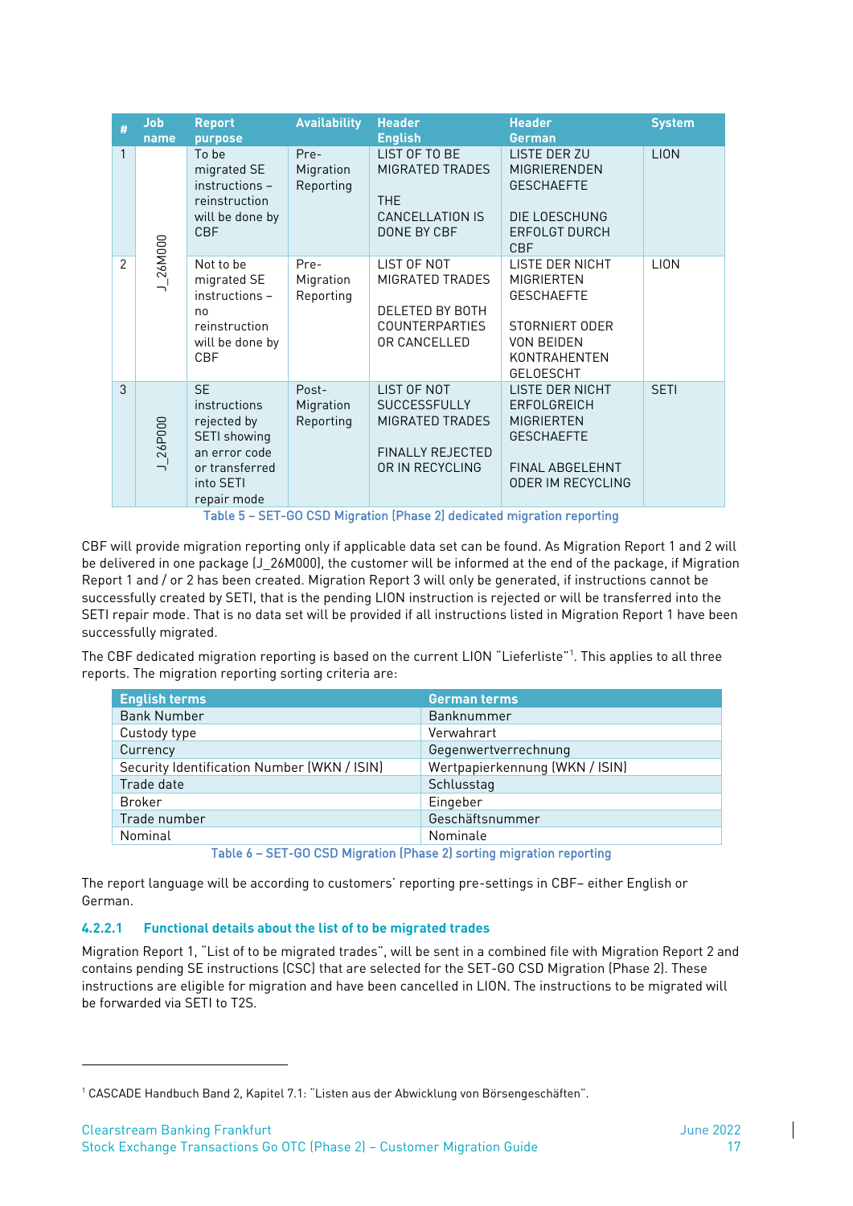| # | Job name | Report purpose | Availability | Header English | Header German | System |
|---|---|---|---|---|---|---|
| 1 | J_26M000 | To be migrated SE instructions – reinstruction will be done by CBF | Pre-Migration Reporting | LIST OF TO BE MIGRATED TRADES<br><br>THE CANCELLATION IS DONE BY CBF | LISTE DER ZU MIGRIERENDEN GESCHAEFTE<br><br>DIE LOESCHUNG ERFOLGT DURCH CBF | LION |
| 2 | | Not to be migrated SE instructions – no reinstruction will be done by CBF | Pre-Migration Reporting | LIST OF NOT MIGRATED TRADES<br><br>DELETED BY BOTH COUNTERPARTIES OR CANCELLED | LISTE DER NICHT MIGRIERTEN GESCHAEFTE<br><br>STORNIERT ODER VON BEIDEN KONTRAHENTEN GELOESCHT | LION |
| 3 | J_26P000 | SE instructions rejected by SETI showing an error code or transferred into SETI repair mode | Post-Migration Reporting | LIST OF NOT SUCCESSFULLY MIGRATED TRADES<br><br>FINALLY REJECTED OR IN RECYCLING | LISTE DER NICHT ERFOLGREICH MIGRIERTEN GESCHAEFTE<br><br>FINAL ABGELEHNT ODER IM RECYCLING | SETI |

Table 5 – SET-GO CSD Migration (Phase 2) dedicated migration reporting

CBF will provide migration reporting only if applicable data set can be found. As Migration Report 1 and 2 will be delivered in one package (J_26M000), the customer will be informed at the end of the package, if Migration Report 1 and / or 2 has been created. Migration Report 3 will only be generated, if instructions cannot be successfully created by SETI, that is the pending LION instruction is rejected or will be transferred into the SETI repair mode. That is no data set will be provided if all instructions listed in Migration Report 1 have been successfully migrated.

The CBF dedicated migration reporting is based on the current LION "Lieferliste"[1]. This applies to all three reports. The migration reporting sorting criteria are:

| English terms | German terms |
|---|---|
| Bank Number | Banknummer |
| Custody type | Verwahrart |
| Currency | Gegenwertverrechnung |
| Security Identification Number (WKN / ISIN) | Wertpapierkennung (WKN / ISIN) |
| Trade date | Schlusstag |
| Broker | Eingeber |
| Trade number | Geschäftsnummer |
| Nominal | Nominale |

Table 6 – SET-GO CSD Migration (Phase 2) sorting migration reporting

The report language will be according to customers' reporting pre-settings in CBF– either English or German.

#### 4.2.2.1 Functional details about the list of to be migrated trades

Migration Report 1, "List of to be migrated trades", will be sent in a combined file with Migration Report 2 and contains pending SE instructions (CSC) that are selected for the SET-GO CSD Migration (Phase 2). These instructions are eligible for migration and have been cancelled in LION. The instructions to be migrated will be forwarded via SETI to T2S.

[1] CASCADE Handbuch Band 2, Kapitel 7.1: "Listen aus der Abwicklung von Börsengeschäften".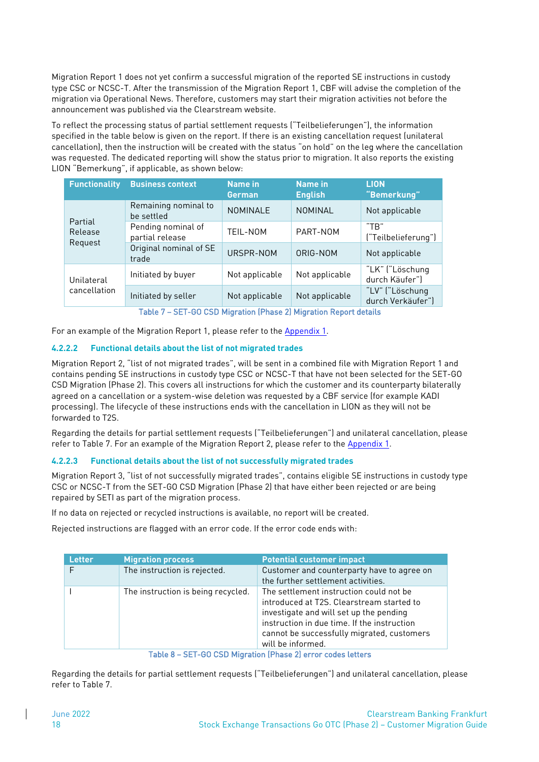Migration Report 1 does not yet confirm a successful migration of the reported SE instructions in custody type CSC or NCSC-T. After the transmission of the Migration Report 1, CBF will advise the completion of the migration via Operational News. Therefore, customers may start their migration activities not before the announcement was published via the Clearstream website.

To reflect the processing status of partial settlement requests ("Teilbelieferungen"), the information specified in the table below is given on the report. If there is an existing cancellation request (unilateral cancellation), then the instruction will be created with the status "on hold" on the leg where the cancellation was requested. The dedicated reporting will show the status prior to migration. It also reports the existing LION "Bemerkung", if applicable, as shown below:

| Functionality | Business context | Name in German | Name in English | LION "Bemerkung" |
|---|---|---|---|---|
| Partial Release Request | Remaining nominal to be settled | NOMINALE | NOMINAL | Not applicable |
| | Pending nominal of partial release | TEIL-NOM | PART-NOM | "TB" ("Teilbelieferung") |
| | Original nominal of SE trade | URSPR-NOM | ORIG-NOM | Not applicable |
| Unilateral cancellation | Initiated by buyer | Not applicable | Not applicable | "LK" ("Löschung durch Käufer") |
| | Initiated by seller | Not applicable | Not applicable | "LV" ("Löschung durch Verkäufer") |

Table 7 – SET-GO CSD Migration (Phase 2) Migration Report details

For an example of the Migration Report 1, please refer to the Appendix 1.

#### 4.2.2.2 Functional details about the list of not migrated trades

Migration Report 2, "list of not migrated trades", will be sent in a combined file with Migration Report 1 and contains pending SE instructions in custody type CSC or NCSC-T that have not been selected for the SET-GO CSD Migration (Phase 2). This covers all instructions for which the customer and its counterparty bilaterally agreed on a cancellation or a system-wise deletion was requested by a CBF service (for example KADI processing). The lifecycle of these instructions ends with the cancellation in LION as they will not be forwarded to T2S.

Regarding the details for partial settlement requests ("Teilbelieferungen") and unilateral cancellation, please refer to Table 7. For an example of the Migration Report 2, please refer to the Appendix 1.

#### 4.2.2.3 Functional details about the list of not successfully migrated trades

Migration Report 3, "list of not successfully migrated trades", contains eligible SE instructions in custody type CSC or NCSC-T from the SET-GO CSD Migration (Phase 2) that have either been rejected or are being repaired by SETI as part of the migration process.

If no data on rejected or recycled instructions is available, no report will be created.

Rejected instructions are flagged with an error code. If the error code ends with:

| Letter | Migration process | Potential customer impact |
|---|---|---|
| F | The instruction is rejected. | Customer and counterparty have to agree on the further settlement activities. |
| I | The instruction is being recycled. | The settlement instruction could not be introduced at T2S. Clearstream started to investigate and will set up the pending instruction in due time. If the instruction cannot be successfully migrated, customers will be informed. |

Table 8 – SET-GO CSD Migration (Phase 2) error codes letters

Regarding the details for partial settlement requests ("Teilbelieferungen") and unilateral cancellation, please refer to Table 7.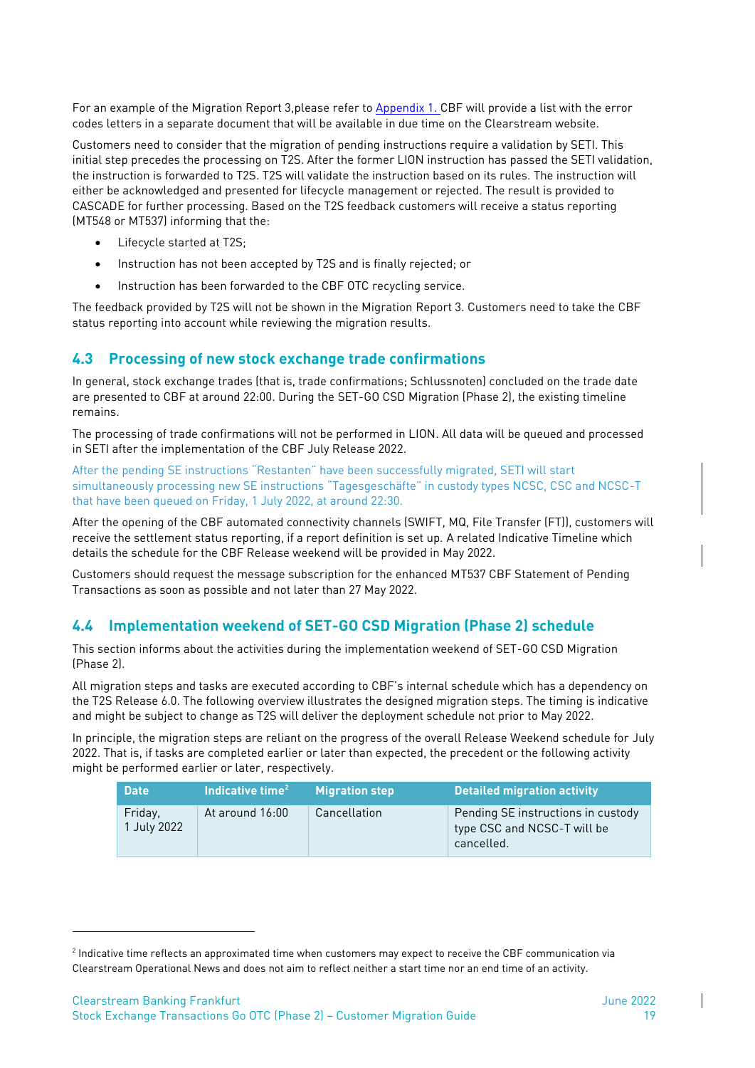For an example of the Migration Report 3,please refer to Appendix 1. CBF will provide a list with the error codes letters in a separate document that will be available in due time on the Clearstream website.

Customers need to consider that the migration of pending instructions require a validation by SETI. This initial step precedes the processing on T2S. After the former LION instruction has passed the SETI validation, the instruction is forwarded to T2S. T2S will validate the instruction based on its rules. The instruction will either be acknowledged and presented for lifecycle management or rejected. The result is provided to CASCADE for further processing. Based on the T2S feedback customers will receive a status reporting (MT548 or MT537) informing that the:

- Lifecycle started at T2S;
- Instruction has not been accepted by T2S and is finally rejected; or
- Instruction has been forwarded to the CBF OTC recycling service.

The feedback provided by T2S will not be shown in the Migration Report 3. Customers need to take the CBF status reporting into account while reviewing the migration results.

## 4.3 Processing of new stock exchange trade confirmations

In general, stock exchange trades (that is, trade confirmations; Schlussnoten) concluded on the trade date are presented to CBF at around 22:00. During the SET-GO CSD Migration (Phase 2), the existing timeline remains.

The processing of trade confirmations will not be performed in LION. All data will be queued and processed in SETI after the implementation of the CBF July Release 2022.

After the pending SE instructions "Restanten" have been successfully migrated, SETI will start simultaneously processing new SE instructions "Tagesgeschäfte" in custody types NCSC, CSC and NCSC-T that have been queued on Friday, 1 July 2022, at around 22:30.

After the opening of the CBF automated connectivity channels (SWIFT, MQ, File Transfer (FT)), customers will receive the settlement status reporting, if a report definition is set up. A related Indicative Timeline which details the schedule for the CBF Release weekend will be provided in May 2022.

Customers should request the message subscription for the enhanced MT537 CBF Statement of Pending Transactions as soon as possible and not later than 27 May 2022.

## 4.4 Implementation weekend of SET-GO CSD Migration (Phase 2) schedule

This section informs about the activities during the implementation weekend of SET-GO CSD Migration (Phase 2).

All migration steps and tasks are executed according to CBF's internal schedule which has a dependency on the T2S Release 6.0. The following overview illustrates the designed migration steps. The timing is indicative and might be subject to change as T2S will deliver the deployment schedule not prior to May 2022.

In principle, the migration steps are reliant on the progress of the overall Release Weekend schedule for July 2022. That is, if tasks are completed earlier or later than expected, the precedent or the following activity might be performed earlier or later, respectively.

| Date | Indicative time[2] | Migration step | Detailed migration activity |
|---|---|---|---|
| Friday, 1 July 2022 | At around 16:00 | Cancellation | Pending SE instructions in custody type CSC and NCSC-T will be cancelled. |

[2] Indicative time reflects an approximated time when customers may expect to receive the CBF communication via Clearstream Operational News and does not aim to reflect neither a start time nor an end time of an activity.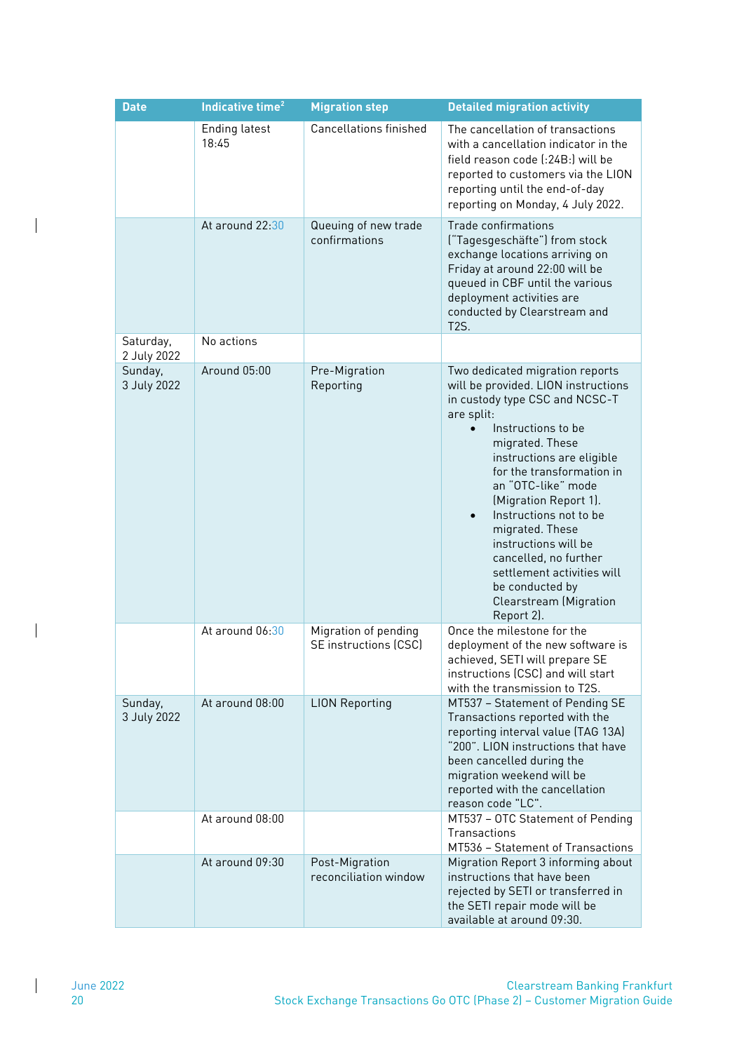| Date | Indicative time[2] | Migration step | Detailed migration activity |
|---|---|---|---|
| | Ending latest 18:45 | Cancellations finished | The cancellation of transactions with a cancellation indicator in the field reason code (:24B:) will be reported to customers via the LION reporting until the end-of-day reporting on Monday, 4 July 2022. |
| | At around 22:30 | Queuing of new trade confirmations | Trade confirmations ("Tagesgeschäfte") from stock exchange locations arriving on Friday at around 22:00 will be queued in CBF until the various deployment activities are conducted by Clearstream and T2S. |
| Saturday, 2 July 2022 | No actions | | |
| Sunday, 3 July 2022 | Around 05:00 | Pre-Migration Reporting | Two dedicated migration reports will be provided. LION instructions in custody type CSC and NCSC-T are split:<br>• Instructions to be migrated. These instructions are eligible for the transformation in an "OTC-like" mode (Migration Report 1).<br>• Instructions not to be migrated. These instructions will be cancelled, no further settlement activities will be conducted by Clearstream (Migration Report 2). |
| | At around 06:30 | Migration of pending SE instructions (CSC) | Once the milestone for the deployment of the new software is achieved, SETI will prepare SE instructions (CSC) and will start with the transmission to T2S. |
| Sunday, 3 July 2022 | At around 08:00 | LION Reporting | MT537 – Statement of Pending SE Transactions reported with the reporting interval value (TAG 13A) "200". LION instructions that have been cancelled during the migration weekend will be reported with the cancellation reason code "LC". |
| | At around 08:00 | | MT537 – OTC Statement of Pending Transactions<br>MT536 – Statement of Transactions |
| | At around 09:30 | Post-Migration reconciliation window | Migration Report 3 informing about instructions that have been rejected by SETI or transferred in the SETI repair mode will be available at around 09:30. |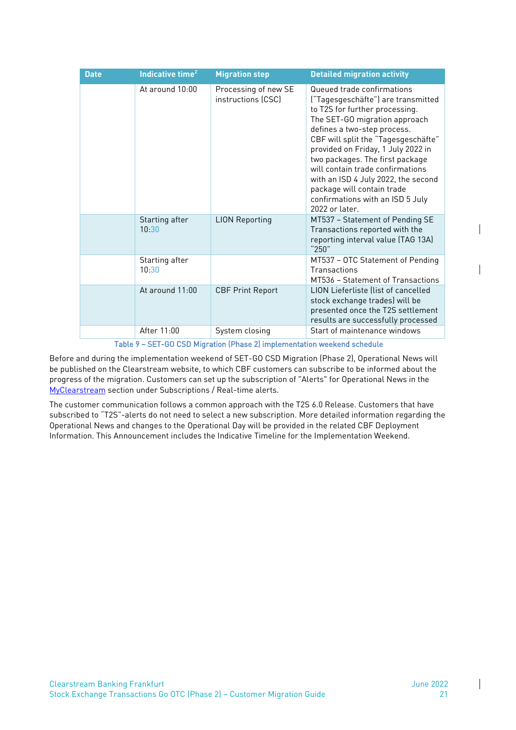| Date | Indicative time[2] | Migration step | Detailed migration activity |
|---|---|---|---|
| | At around 10:00 | Processing of new SE instructions (CSC) | Queued trade confirmations ("Tagesgeschäfte") are transmitted to T2S for further processing. The SET-GO migration approach defines a two-step process. CBF will split the "Tagesgeschäfte" provided on Friday, 1 July 2022 in two packages. The first package will contain trade confirmations with an ISD 4 July 2022, the second package will contain trade confirmations with an ISD 5 July 2022 or later. |
| | Starting after 10:30 | LION Reporting | MT537 – Statement of Pending SE Transactions reported with the reporting interval value (TAG 13A) "250" |
| | Starting after 10:30 | | MT537 – OTC Statement of Pending Transactions<br>MT536 – Statement of Transactions |
| | At around 11:00 | CBF Print Report | LION Lieferliste (list of cancelled stock exchange trades) will be presented once the T2S settlement results are successfully processed |
| | After 11:00 | System closing | Start of maintenance windows |

Table 9 – SET-GO CSD Migration (Phase 2) implementation weekend schedule

Before and during the implementation weekend of SET-GO CSD Migration (Phase 2), Operational News will be published on the Clearstream website, to which CBF customers can subscribe to be informed about the progress of the migration. Customers can set up the subscription of "Alerts" for Operational News in the MyClearstream section under Subscriptions / Real-time alerts.

The customer communication follows a common approach with the T2S 6.0 Release. Customers that have subscribed to "T2S"-alerts do not need to select a new subscription. More detailed information regarding the Operational News and changes to the Operational Day will be provided in the related CBF Deployment Information. This Announcement includes the Indicative Timeline for the Implementation Weekend.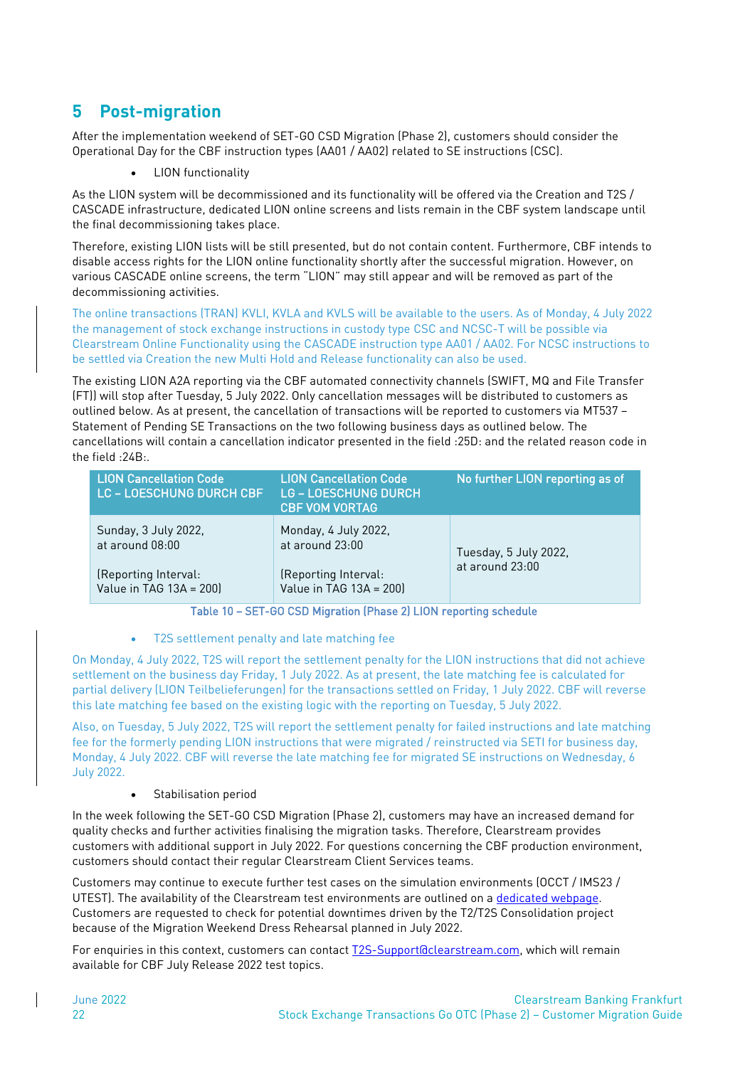# 5 Post-migration

After the implementation weekend of SET-GO CSD Migration (Phase 2), customers should consider the Operational Day for the CBF instruction types (AA01 / AA02) related to SE instructions (CSC).

- LION functionality

As the LION system will be decommissioned and its functionality will be offered via the Creation and T2S / CASCADE infrastructure, dedicated LION online screens and lists remain in the CBF system landscape until the final decommissioning takes place.

Therefore, existing LION lists will be still presented, but do not contain content. Furthermore, CBF intends to disable access rights for the LION online functionality shortly after the successful migration. However, on various CASCADE online screens, the term "LION" may still appear and will be removed as part of the decommissioning activities.

The online transactions (TRAN) KVLI, KVLA and KVLS will be available to the users. As of Monday, 4 July 2022 the management of stock exchange instructions in custody type CSC and NCSC-T will be possible via Clearstream Online Functionality using the CASCADE instruction type AA01 / AA02. For NCSC instructions to be settled via Creation the new Multi Hold and Release functionality can also be used.

The existing LION A2A reporting via the CBF automated connectivity channels (SWIFT, MQ and File Transfer (FT)) will stop after Tuesday, 5 July 2022. Only cancellation messages will be distributed to customers as outlined below. As at present, the cancellation of transactions will be reported to customers via MT537 – Statement of Pending SE Transactions on the two following business days as outlined below. The cancellations will contain a cancellation indicator presented in the field :25D: and the related reason code in the field :24B:.

| LION Cancellation Code LC – LOESCHUNG DURCH CBF | LION Cancellation Code LG – LOESCHUNG DURCH CBF VOM VORTAG | No further LION reporting as of |
|---|---|---|
| Sunday, 3 July 2022, at around 08:00<br><br>(Reporting Interval: Value in TAG 13A = 200) | Monday, 4 July 2022, at around 23:00<br><br>(Reporting Interval: Value in TAG 13A = 200) | Tuesday, 5 July 2022, at around 23:00 |

Table 10 – SET-GO CSD Migration (Phase 2) LION reporting schedule

- T2S settlement penalty and late matching fee

On Monday, 4 July 2022, T2S will report the settlement penalty for the LION instructions that did not achieve settlement on the business day Friday, 1 July 2022. As at present, the late matching fee is calculated for partial delivery (LION Teilbelieferungen) for the transactions settled on Friday, 1 July 2022. CBF will reverse this late matching fee based on the existing logic with the reporting on Tuesday, 5 July 2022.

Also, on Tuesday, 5 July 2022, T2S will report the settlement penalty for failed instructions and late matching fee for the formerly pending LION instructions that were migrated / reinstructed via SETI for business day, Monday, 4 July 2022. CBF will reverse the late matching fee for migrated SE instructions on Wednesday, 6 July 2022.

- Stabilisation period

In the week following the SET-GO CSD Migration (Phase 2), customers may have an increased demand for quality checks and further activities finalising the migration tasks. Therefore, Clearstream provides customers with additional support in July 2022. For questions concerning the CBF production environment, customers should contact their regular Clearstream Client Services teams.

Customers may continue to execute further test cases on the simulation environments (OCCT / IMS23 / UTEST). The availability of the Clearstream test environments are outlined on a dedicated webpage. Customers are requested to check for potential downtimes driven by the T2/T2S Consolidation project because of the Migration Weekend Dress Rehearsal planned in July 2022.

For enquiries in this context, customers can contact T2S-Support@clearstream.com, which will remain available for CBF July Release 2022 test topics.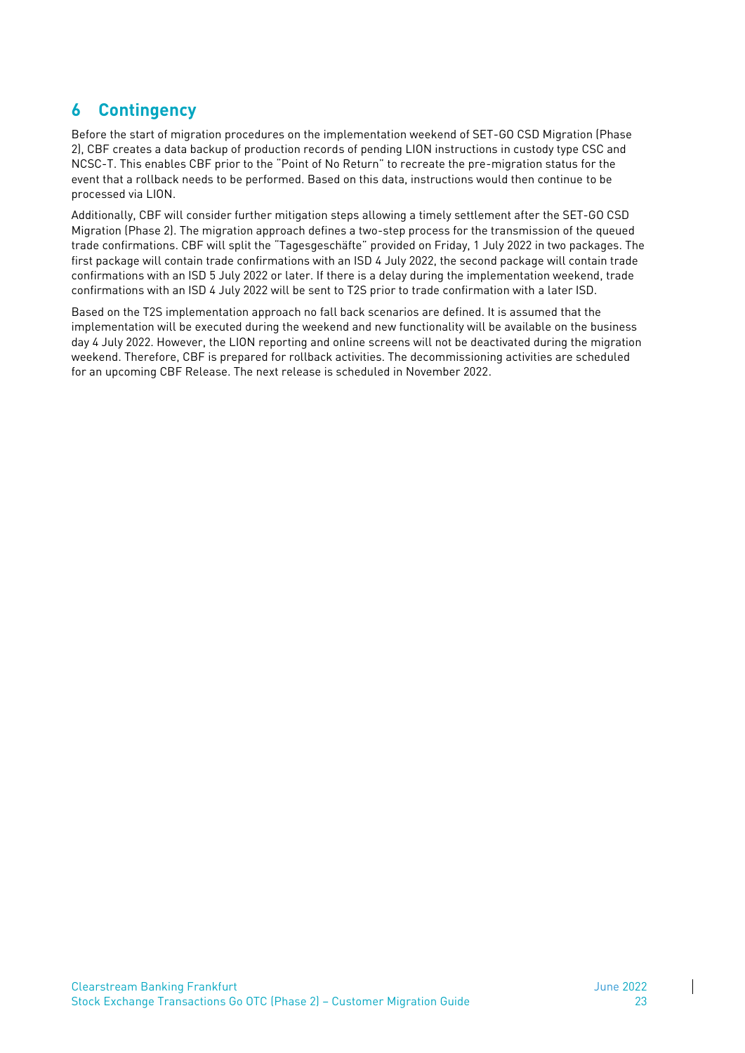# 6 Contingency

Before the start of migration procedures on the implementation weekend of SET-GO CSD Migration (Phase 2), CBF creates a data backup of production records of pending LION instructions in custody type CSC and NCSC-T. This enables CBF prior to the "Point of No Return" to recreate the pre-migration status for the event that a rollback needs to be performed. Based on this data, instructions would then continue to be processed via LION.

Additionally, CBF will consider further mitigation steps allowing a timely settlement after the SET-GO CSD Migration (Phase 2). The migration approach defines a two-step process for the transmission of the queued trade confirmations. CBF will split the "Tagesgeschäfte" provided on Friday, 1 July 2022 in two packages. The first package will contain trade confirmations with an ISD 4 July 2022, the second package will contain trade confirmations with an ISD 5 July 2022 or later. If there is a delay during the implementation weekend, trade confirmations with an ISD 4 July 2022 will be sent to T2S prior to trade confirmation with a later ISD.

Based on the T2S implementation approach no fall back scenarios are defined. It is assumed that the implementation will be executed during the weekend and new functionality will be available on the business day 4 July 2022. However, the LION reporting and online screens will not be deactivated during the migration weekend. Therefore, CBF is prepared for rollback activities. The decommissioning activities are scheduled for an upcoming CBF Release. The next release is scheduled in November 2022.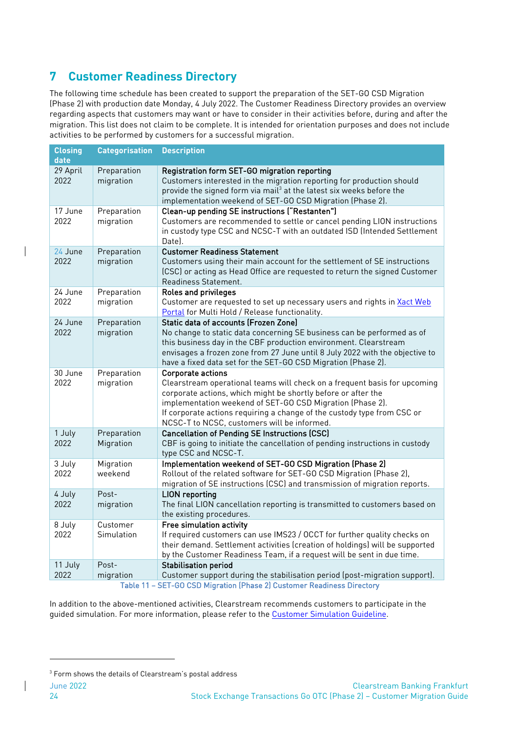# 7 Customer Readiness Directory

The following time schedule has been created to support the preparation of the SET-GO CSD Migration (Phase 2) with production date Monday, 4 July 2022. The Customer Readiness Directory provides an overview regarding aspects that customers may want or have to consider in their activities before, during and after the migration. This list does not claim to be complete. It is intended for orientation purposes and does not include activities to be performed by customers for a successful migration.

| Closing date | Categorisation | Description |
|---|---|---|
| 29 April 2022 | Preparation migration | **Registration form SET-GO migration reporting**<br>Customers interested in the migration reporting for production should provide the signed form via mail[3] at the latest six weeks before the implementation weekend of SET-GO CSD Migration (Phase 2). |
| 17 June 2022 | Preparation migration | **Clean-up pending SE instructions ("Restanten")**<br>Customers are recommended to settle or cancel pending LION instructions in custody type CSC and NCSC-T with an outdated ISD (Intended Settlement Date). |
| 24 June 2022 | Preparation migration | **Customer Readiness Statement**<br>Customers using their main account for the settlement of SE instructions (CSC) or acting as Head Office are requested to return the signed Customer Readiness Statement. |
| 24 June 2022 | Preparation migration | **Roles and privileges**<br>Customer are requested to set up necessary users and rights in Xact Web Portal for Multi Hold / Release functionality. |
| 24 June 2022 | Preparation migration | **Static data of accounts (Frozen Zone)**<br>No change to static data concerning SE business can be performed as of this business day in the CBF production environment. Clearstream envisages a frozen zone from 27 June until 8 July 2022 with the objective to have a fixed data set for the SET-GO CSD Migration (Phase 2). |
| 30 June 2022 | Preparation migration | **Corporate actions**<br>Clearstream operational teams will check on a frequent basis for upcoming corporate actions, which might be shortly before or after the implementation weekend of SET-GO CSD Migration (Phase 2).<br>If corporate actions requiring a change of the custody type from CSC or NCSC-T to NCSC, customers will be informed. |
| 1 July 2022 | Preparation Migration | **Cancellation of Pending SE Instructions (CSC)**<br>CBF is going to initiate the cancellation of pending instructions in custody type CSC and NCSC-T. |
| 3 July 2022 | Migration weekend | **Implementation weekend of SET-GO CSD Migration (Phase 2)**<br>Rollout of the related software for SET-GO CSD Migration (Phase 2), migration of SE instructions (CSC) and transmission of migration reports. |
| 4 July 2022 | Post-migration | **LION reporting**<br>The final LION cancellation reporting is transmitted to customers based on the existing procedures. |
| 8 July 2022 | Customer Simulation | **Free simulation activity**<br>If required customers can use IMS23 / OCCT for further quality checks on their demand. Settlement activities (creation of holdings) will be supported by the Customer Readiness Team, if a request will be sent in due time. |
| 11 July 2022 | Post-migration | **Stabilisation period**<br>Customer support during the stabilisation period (post-migration support). |

Table 11 – SET-GO CSD Migration (Phase 2) Customer Readiness Directory

In addition to the above-mentioned activities, Clearstream recommends customers to participate in the guided simulation. For more information, please refer to the Customer Simulation Guideline.

[3] Form shows the details of Clearstream's postal address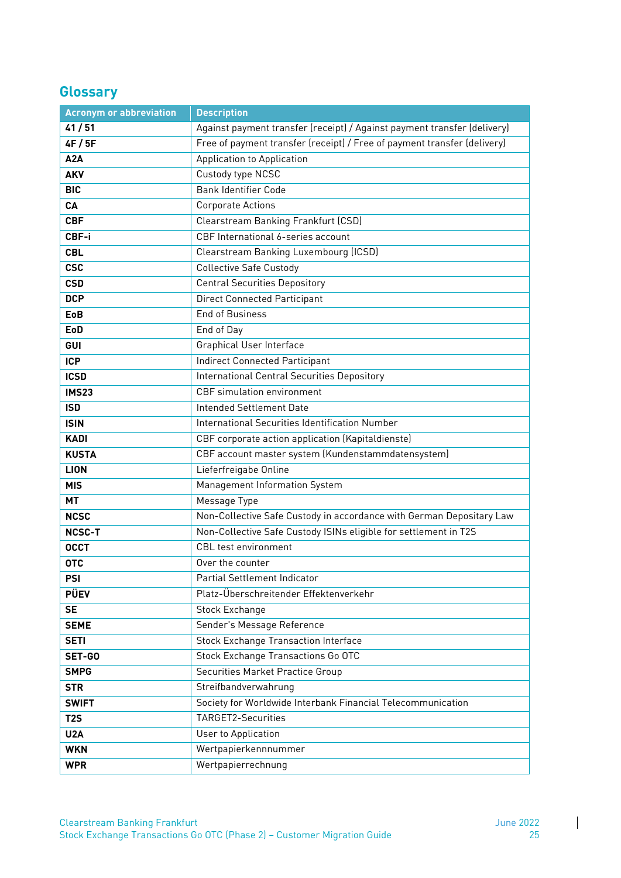## Glossary

| Acronym or abbreviation | Description |
|---|---|
| **41 / 51** | Against payment transfer (receipt) / Against payment transfer (delivery) |
| **4F / 5F** | Free of payment transfer (receipt) / Free of payment transfer (delivery) |
| **A2A** | Application to Application |
| **AKV** | Custody type NCSC |
| **BIC** | Bank Identifier Code |
| **CA** | Corporate Actions |
| **CBF** | Clearstream Banking Frankfurt (CSD) |
| **CBF-i** | CBF International 6-series account |
| **CBL** | Clearstream Banking Luxembourg (ICSD) |
| **CSC** | Collective Safe Custody |
| **CSD** | Central Securities Depository |
| **DCP** | Direct Connected Participant |
| **EoB** | End of Business |
| **EoD** | End of Day |
| **GUI** | Graphical User Interface |
| **ICP** | Indirect Connected Participant |
| **ICSD** | International Central Securities Depository |
| **IMS23** | CBF simulation environment |
| **ISD** | Intended Settlement Date |
| **ISIN** | International Securities Identification Number |
| **KADI** | CBF corporate action application (Kapitaldienste) |
| **KUSTA** | CBF account master system (Kundenstammdatensystem) |
| **LION** | Lieferfreigabe Online |
| **MIS** | Management Information System |
| **MT** | Message Type |
| **NCSC** | Non-Collective Safe Custody in accordance with German Depositary Law |
| **NCSC-T** | Non-Collective Safe Custody ISINs eligible for settlement in T2S |
| **OCCT** | CBL test environment |
| **OTC** | Over the counter |
| **PSI** | Partial Settlement Indicator |
| **PÜEV** | Platz-Überschreitender Effektenverkehr |
| **SE** | Stock Exchange |
| **SEME** | Sender's Message Reference |
| **SETI** | Stock Exchange Transaction Interface |
| **SET-GO** | Stock Exchange Transactions Go OTC |
| **SMPG** | Securities Market Practice Group |
| **STR** | Streifbandverwahrung |
| **SWIFT** | Society for Worldwide Interbank Financial Telecommunication |
| **T2S** | TARGET2-Securities |
| **U2A** | User to Application |
| **WKN** | Wertpapierkennnummer |
| **WPR** | Wertpapierrechnung |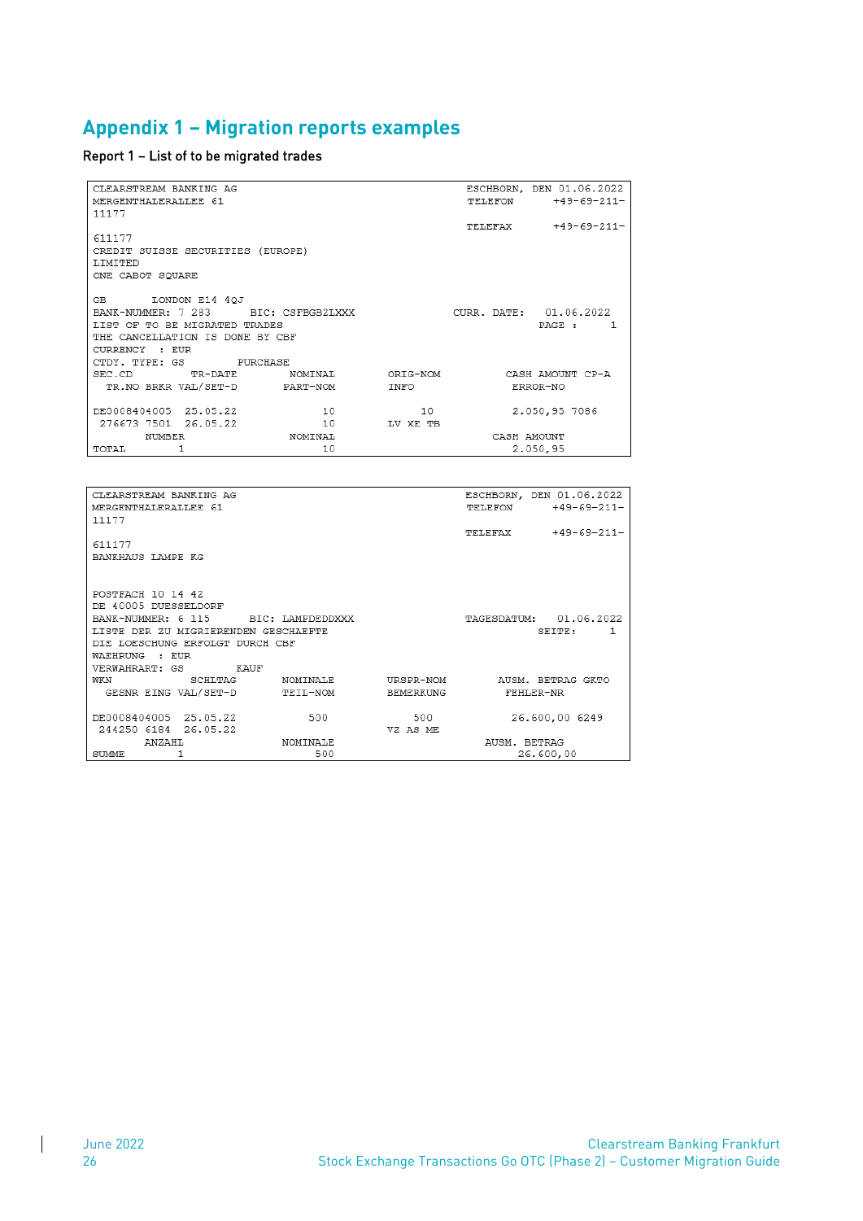# Appendix 1 – Migration reports examples

### Report 1 – List of to be migrated trades

```
CLEARSTREAM BANKING AG                                          ESCHBORN, DEN 01.06.2022
MERGENTHALERALLEE 61                                            TELEFON      +49-69-211-
11177
                                                                TELEFAX      +49-69-211-
611177
CREDIT SUISSE SECURITIES (EUROPE)
LIMITED
ONE CABOT SQUARE

GB       LONDON E14 4QJ
BANK-NUMMER: 7 283      BIC: CSFBGB2LXXX                      CURR. DATE:   01.06.2022
LIST OF TO BE MIGRATED TRADES                                            PAGE :      1
THE CANCELLATION IS DONE BY CBF
CURRENCY   : EUR
CTDY. TYPE: GS          PURCHASE
SEC.CD          TR-DATE        NOMINAL         ORIG-NOM          CASH AMOUNT CP-A
 TR.NO BRKR VAL/SET-D         PART-NOM        INFO                ERROR-NO

DE0008404005  25.05.22              10              10            2.050,95 7086
 276673 7501  26.05.22              10         LV XE TB
        NUMBER                 NOMINAL                          CASH AMOUNT
TOTAL        1                      10                            2.050,95
```

```
CLEARSTREAM BANKING AG                                          ESCHBORN, DEN 01.06.2022
MERGENTHALERALLEE 61                                            TELEFON      +49-69-211-
11177
                                                                TELEFAX      +49-69-211-
611177
BANKHAUS LAMPE KG


POSTFACH 10 14 42
DE 40005 DUESSELDORF
BANK-NUMMER: 6 115      BIC: LAMPDEDDXXX                      TAGESDATUM:   01.06.2022
LISTE DER ZU MIGRIERENDEN GESCHAEFTE                                     SEITE:      1
DIE LOESCHUNG ERFOLGT DURCH CBF
WAEHRUNG   : EUR
VERWAHRART: GS          KAUF
WKN             SCHLTAG        NOMINALE        URSPR-NOM         AUSM. BETRAG GKTO
  GESNR EING VAL/SET-D         TEIL-NOM        BEMERKUNG          FEHLER-NR

DE0008404005  25.05.22             500             500           26.600,00 6249
 244250 6184  26.05.22             500         VZ AS ME
        ANZAHL                 NOMINALE                         AUSM. BETRAG
SUMME        1                     500                           26.600,00
```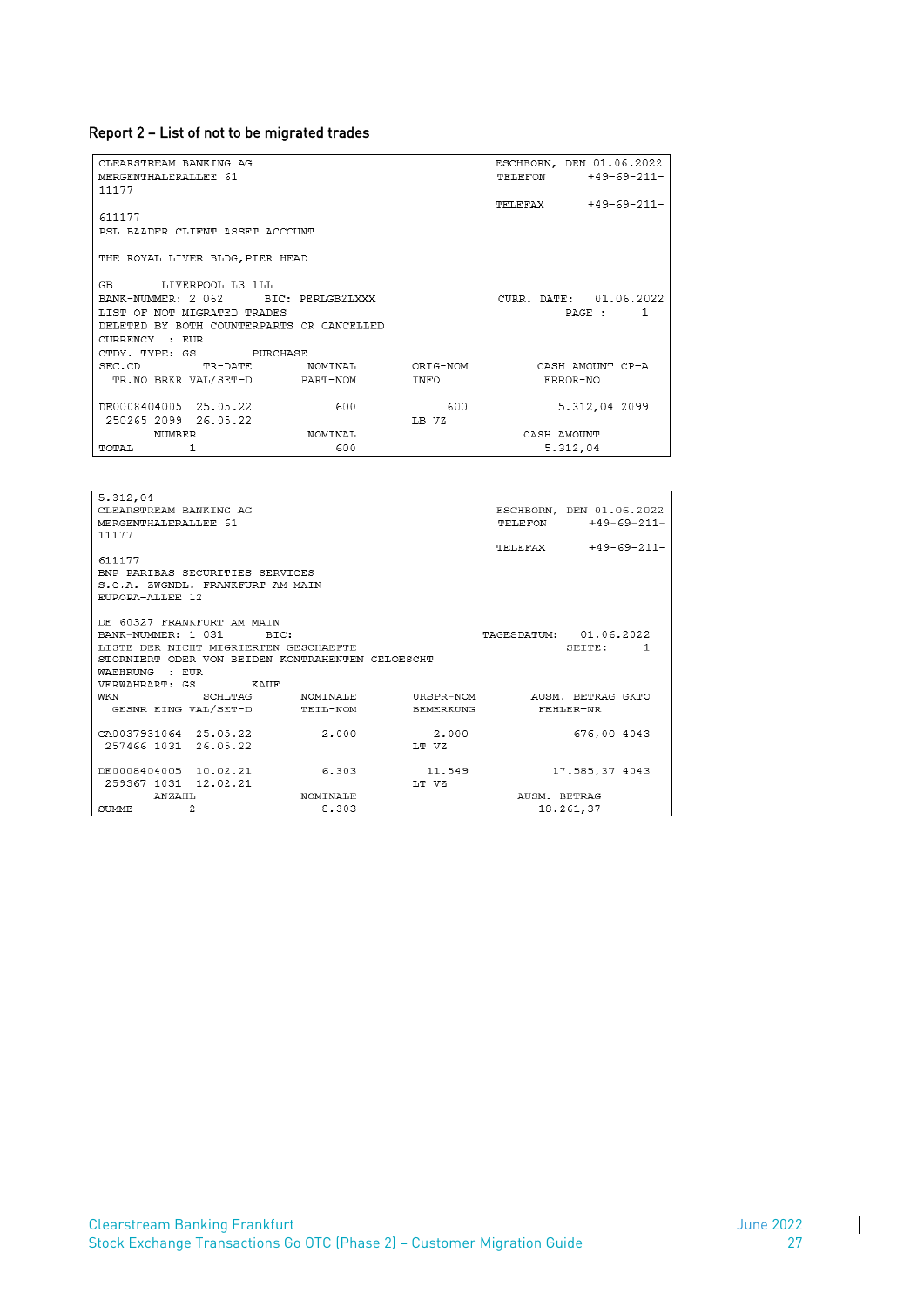### Report 2 – List of not to be migrated trades

```
CLEARSTREAM BANKING AG                                              ESCHBORN, DEN 01.06.2022
MERGENTHALERALLEE 61                                                TELEFON      +49-69-211-
11177
                                                                    TELEFAX      +49-69-211-
611177
PSL BAADER CLIENT ASSET ACCOUNT

THE ROYAL LIVER BLDG,PIER HEAD

GB       LIVERPOOL L3 1LL
BANK-NUMMER: 2 062      BIC: PERLGB2LXXX                            CURR. DATE:   01.06.2022
LIST OF NOT MIGRATED TRADES                                                 PAGE :      1
DELETED BY BOTH COUNTERPARTS OR CANCELLED
CURRENCY  : EUR
CTDY. TYPE: GS          PURCHASE
SEC.CD          TR-DATE          NOMINAL        ORIG-NOM           CASH AMOUNT CP-A
  TR.NO BRKR VAL/SET-D          PART-NOM        INFO               ERROR-NO

DE0008404005  25.05.22               600             600              5.312,04 2099
 250265 2099  26.05.22                          LB VZ
        NUMBER                   NOMINAL                           CASH AMOUNT
TOTAL         1                      600                              5.312,04
```

```
5.312,04
CLEARSTREAM BANKING AG                                              ESCHBORN, DEN 01.06.2022
MERGENTHALERALLEE 61                                                TELEFON      +49-69-211-
11177
                                                                    TELEFAX      +49-69-211-
611177
BNP PARIBAS SECURITIES SERVICES
S.C.A. ZWGNDL. FRANKFURT AM MAIN
EUROPA-ALLEE 12

DE 60327 FRANKFURT AM MAIN
BANK-NUMMER: 1 031      BIC:                                      TAGESDATUM:   01.06.2022
LISTE DER NICHT MIGRIERTEN GESCHAEFTE                                        SEITE:     1
STORNIERT ODER VON BEIDEN KONTRAHENTEN GELOESCHT
WAEHRUNG  : EUR
VERWAHRART: GS          KAUF
WKN             SCHLTAG          NOMINALE       URSPR-NOM          AUSM. BETRAG GKTO
  GESNR EING VAL/SET-D          TEIL-NOM        BEMERKUNG          FEHLER-NR

CA0037931064  25.05.22             2.000           2.000                 676,00 4043
 257466 1031  26.05.22                          LT VZ

DE0008404005  10.02.21             6.303          11.549              17.585,37 4043
 259367 1031  12.02.21                          LT VZ
        ANZAHL                   NOMINALE                          AUSM. BETRAG
SUMME         2                    8.303                              18.261,37
```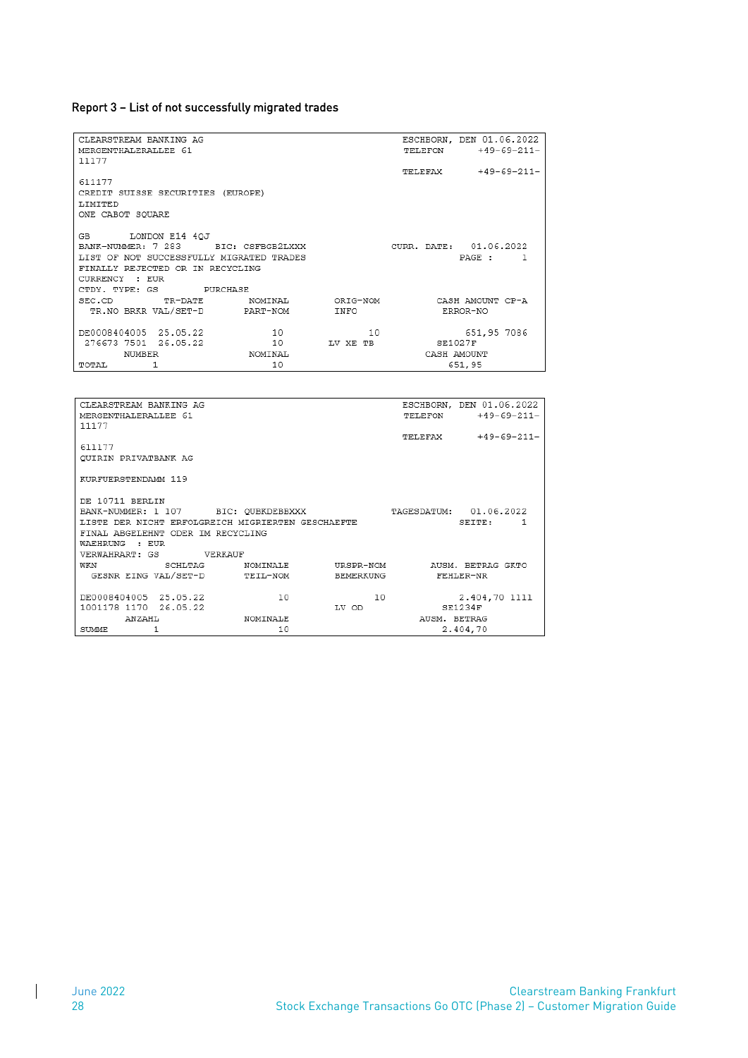### Report 3 – List of not successfully migrated trades

```
CLEARSTREAM BANKING AG                                    ESCHBORN, DEN 01.06.2022
MERGENTHALERALLEE 61                                      TELEFON      +49-69-211-
11177
                                                          TELEFAX      +49-69-211-
611177
CREDIT SUISSE SECURITIES (EUROPE)
LIMITED
ONE CABOT SQUARE

GB       LONDON E14 4QJ
BANK-NUMMER: 7 283      BIC: CSFBGB2LXXX                CURR. DATE:   01.06.2022
LIST OF NOT SUCCESSFULLY MIGRATED TRADES                            PAGE :      1
FINALLY REJECTED OR IN RECYCLING
CURRENCY  : EUR
CTDY. TYPE: GS         PURCHASE
SEC.CD          TR-DATE        NOMINAL        ORIG-NOM           CASH AMOUNT CP-A
  TR.NO BRKR VAL/SET-D        PART-NOM        INFO                 ERROR-NO

DE0008404005  25.05.22            10              10              651,95 7086
 276673 7501  26.05.22            10        LV XE TB            SE1027F
       NUMBER                  NOMINAL                          CASH AMOUNT
TOTAL        1                    10                               651,95
```

```
CLEARSTREAM BANKING AG                                    ESCHBORN, DEN 01.06.2022
MERGENTHALERALLEE 61                                      TELEFON      +49-69-211-
11177
                                                          TELEFAX      +49-69-211-
611177
QUIRIN PRIVATBANK AG

KURFUERSTENDAMM 119

DE 10711 BERLIN
BANK-NUMMER: 1 107      BIC: QUBKDEBBXXX                TAGESDATUM:   01.06.2022
LISTE DER NICHT ERFOLGREICH MIGRIERTEN GESCHAEFTE                   SEITE:      1
FINAL ABGELEHNT ODER IM RECYCLING
WAEHRUNG  : EUR
VERWAHRART: GS         VERKAUF
WKN             SCHLTAG        NOMINALE        URSPR-NOM         AUSM. BETRAG GKTO
  GESNR EING VAL/SET-D        TEIL-NOM        BEMERKUNG            FEHLER-NR

DE0008404005  25.05.22            10              10              2.404,70 1111
1001178 1170  26.05.22            10        LV OD                SE1234F
       ANZAHL                  NOMINALE                        AUSM. BETRAG
SUMME        1                    10                              2.404,70
```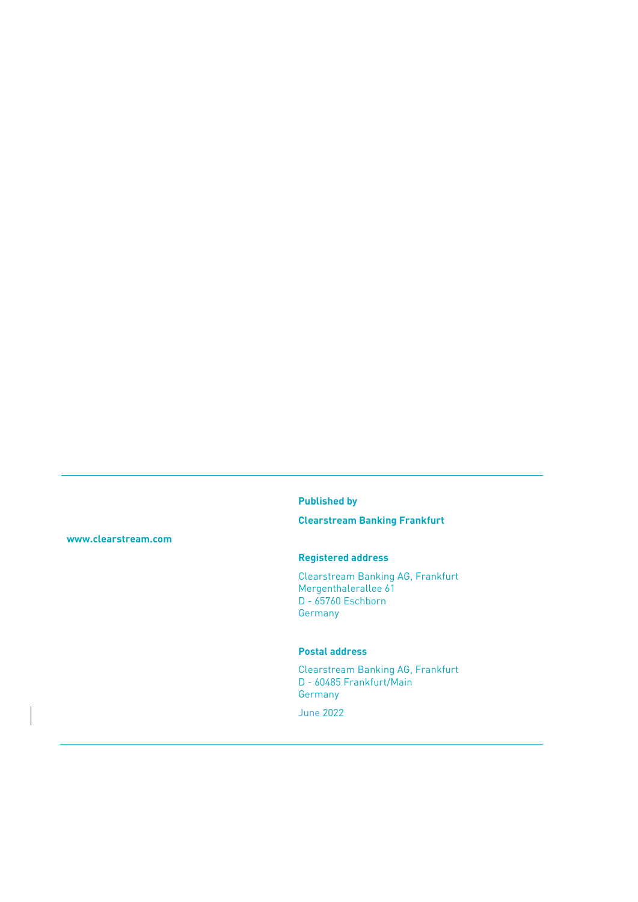**Published by**

**Clearstream Banking Frankfurt**

**www.clearstream.com**

**Registered address**

Clearstream Banking AG, Frankfurt
Mergenthalerallee 61
D - 65760 Eschborn
Germany

**Postal address**

Clearstream Banking AG, Frankfurt
D - 60485 Frankfurt/Main
Germany

June 2022